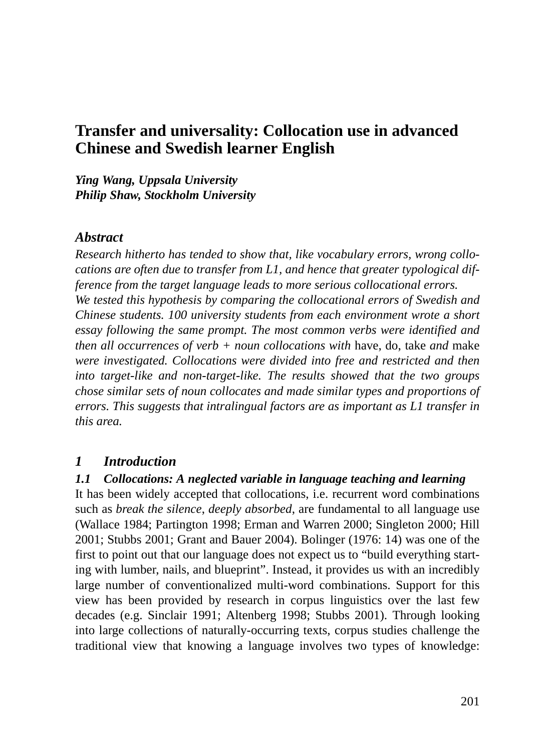# Transfer and universality: Collocation use in advanced Chinese and Swedish learner English

***Ying Wang, Uppsala University***
***Philip Shaw, Stockholm University***

### *Abstract*

*Research hitherto has tended to show that, like vocabulary errors, wrong collocations are often due to transfer from L1, and hence that greater typological difference from the target language leads to more serious collocational errors. We tested this hypothesis by comparing the collocational errors of Swedish and Chinese students. 100 university students from each environment wrote a short essay following the same prompt. The most common verbs were identified and then all occurrences of verb + noun collocations with* have, do, take *and* make *were investigated. Collocations were divided into free and restricted and then into target-like and non-target-like. The results showed that the two groups chose similar sets of noun collocates and made similar types and proportions of errors. This suggests that intralingual factors are as important as L1 transfer in this area.*

## *1 Introduction*

### *1.1 Collocations: A neglected variable in language teaching and learning*

It has been widely accepted that collocations, i.e. recurrent word combinations such as *break the silence, deeply absorbed*, are fundamental to all language use (Wallace 1984; Partington 1998; Erman and Warren 2000; Singleton 2000; Hill 2001; Stubbs 2001; Grant and Bauer 2004). Bolinger (1976: 14) was one of the first to point out that our language does not expect us to "build everything starting with lumber, nails, and blueprint". Instead, it provides us with an incredibly large number of conventionalized multi-word combinations. Support for this view has been provided by research in corpus linguistics over the last few decades (e.g. Sinclair 1991; Altenberg 1998; Stubbs 2001). Through looking into large collections of naturally-occurring texts, corpus studies challenge the traditional view that knowing a language involves two types of knowledge: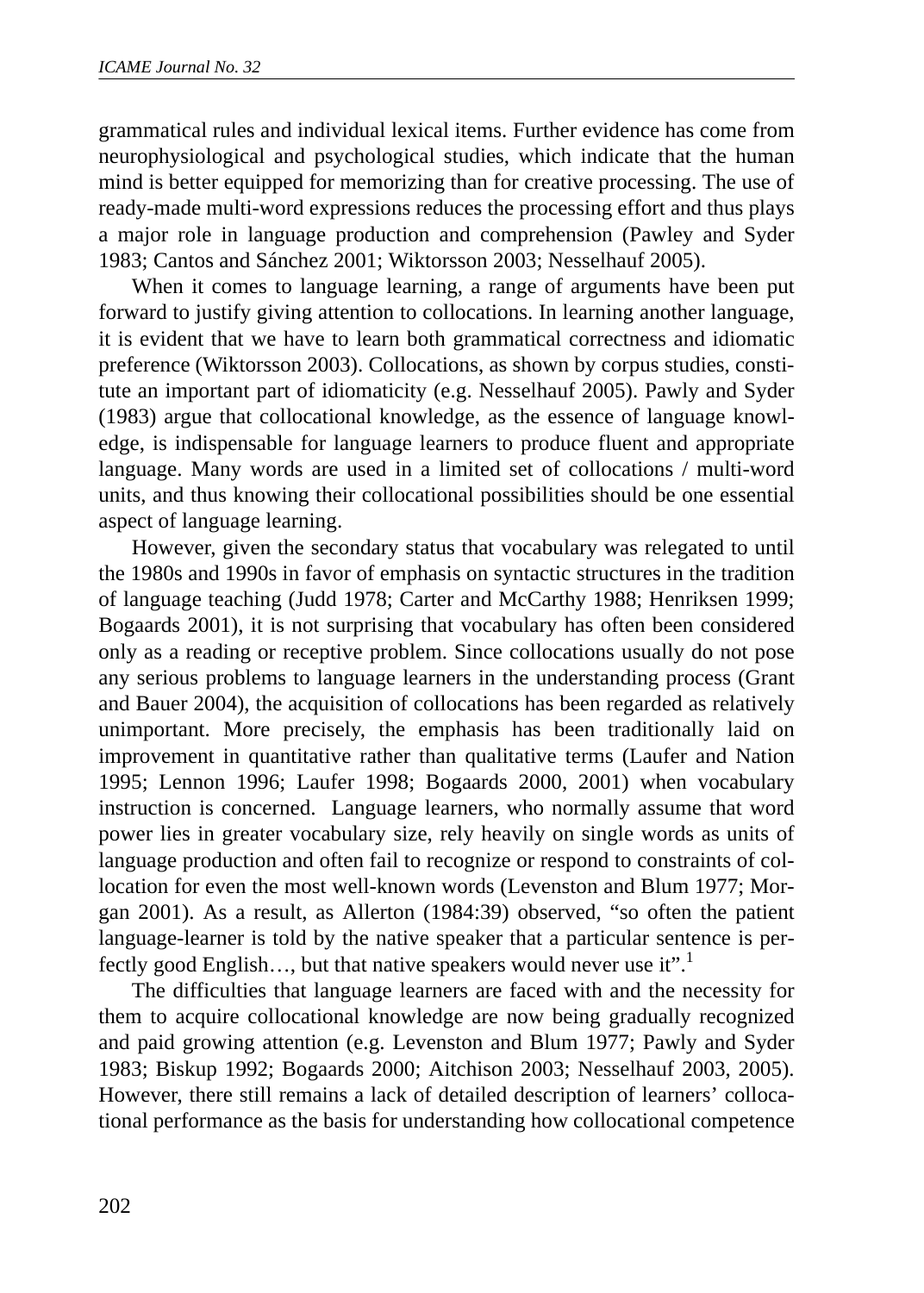grammatical rules and individual lexical items. Further evidence has come from neurophysiological and psychological studies, which indicate that the human mind is better equipped for memorizing than for creative processing. The use of ready-made multi-word expressions reduces the processing effort and thus plays a major role in language production and comprehension (Pawley and Syder 1983; Cantos and Sánchez 2001; Wiktorsson 2003; Nesselhauf 2005).

When it comes to language learning, a range of arguments have been put forward to justify giving attention to collocations. In learning another language, it is evident that we have to learn both grammatical correctness and idiomatic preference (Wiktorsson 2003). Collocations, as shown by corpus studies, constitute an important part of idiomaticity (e.g. Nesselhauf 2005). Pawly and Syder (1983) argue that collocational knowledge, as the essence of language knowledge, is indispensable for language learners to produce fluent and appropriate language. Many words are used in a limited set of collocations / multi-word units, and thus knowing their collocational possibilities should be one essential aspect of language learning.

However, given the secondary status that vocabulary was relegated to until the 1980s and 1990s in favor of emphasis on syntactic structures in the tradition of language teaching (Judd 1978; Carter and McCarthy 1988; Henriksen 1999; Bogaards 2001), it is not surprising that vocabulary has often been considered only as a reading or receptive problem. Since collocations usually do not pose any serious problems to language learners in the understanding process (Grant and Bauer 2004), the acquisition of collocations has been regarded as relatively unimportant. More precisely, the emphasis has been traditionally laid on improvement in quantitative rather than qualitative terms (Laufer and Nation 1995; Lennon 1996; Laufer 1998; Bogaards 2000, 2001) when vocabulary instruction is concerned. Language learners, who normally assume that word power lies in greater vocabulary size, rely heavily on single words as units of language production and often fail to recognize or respond to constraints of collocation for even the most well-known words (Levenston and Blum 1977; Morgan 2001). As a result, as Allerton (1984:39) observed, "so often the patient language-learner is told by the native speaker that a particular sentence is perfectly good English…, but that native speakers would never use it".[1]

The difficulties that language learners are faced with and the necessity for them to acquire collocational knowledge are now being gradually recognized and paid growing attention (e.g. Levenston and Blum 1977; Pawly and Syder 1983; Biskup 1992; Bogaards 2000; Aitchison 2003; Nesselhauf 2003, 2005). However, there still remains a lack of detailed description of learners' collocational performance as the basis for understanding how collocational competence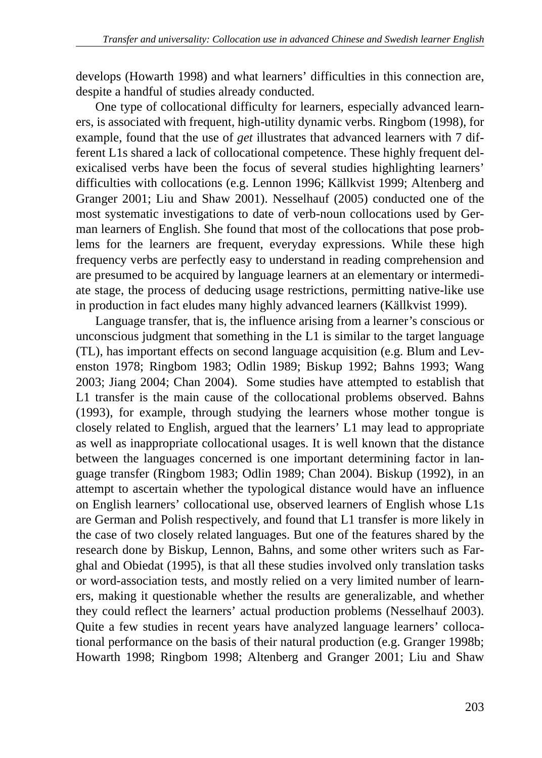develops (Howarth 1998) and what learners' difficulties in this connection are, despite a handful of studies already conducted.

One type of collocational difficulty for learners, especially advanced learners, is associated with frequent, high-utility dynamic verbs. Ringbom (1998), for example, found that the use of *get* illustrates that advanced learners with 7 different L1s shared a lack of collocational competence. These highly frequent delexicalised verbs have been the focus of several studies highlighting learners' difficulties with collocations (e.g. Lennon 1996; Källkvist 1999; Altenberg and Granger 2001; Liu and Shaw 2001). Nesselhauf (2005) conducted one of the most systematic investigations to date of verb-noun collocations used by German learners of English. She found that most of the collocations that pose problems for the learners are frequent, everyday expressions. While these high frequency verbs are perfectly easy to understand in reading comprehension and are presumed to be acquired by language learners at an elementary or intermediate stage, the process of deducing usage restrictions, permitting native-like use in production in fact eludes many highly advanced learners (Källkvist 1999).

Language transfer, that is, the influence arising from a learner's conscious or unconscious judgment that something in the L1 is similar to the target language (TL), has important effects on second language acquisition (e.g. Blum and Levenston 1978; Ringbom 1983; Odlin 1989; Biskup 1992; Bahns 1993; Wang 2003; Jiang 2004; Chan 2004). Some studies have attempted to establish that L1 transfer is the main cause of the collocational problems observed. Bahns (1993), for example, through studying the learners whose mother tongue is closely related to English, argued that the learners' L1 may lead to appropriate as well as inappropriate collocational usages. It is well known that the distance between the languages concerned is one important determining factor in language transfer (Ringbom 1983; Odlin 1989; Chan 2004). Biskup (1992), in an attempt to ascertain whether the typological distance would have an influence on English learners' collocational use, observed learners of English whose L1s are German and Polish respectively, and found that L1 transfer is more likely in the case of two closely related languages. But one of the features shared by the research done by Biskup, Lennon, Bahns, and some other writers such as Farghal and Obiedat (1995), is that all these studies involved only translation tasks or word-association tests, and mostly relied on a very limited number of learners, making it questionable whether the results are generalizable, and whether they could reflect the learners' actual production problems (Nesselhauf 2003). Quite a few studies in recent years have analyzed language learners' collocational performance on the basis of their natural production (e.g. Granger 1998b; Howarth 1998; Ringbom 1998; Altenberg and Granger 2001; Liu and Shaw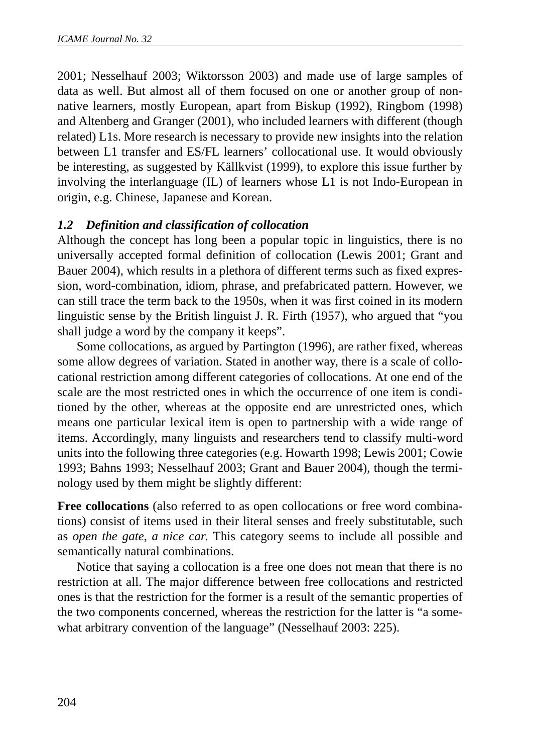2001; Nesselhauf 2003; Wiktorsson 2003) and made use of large samples of data as well. But almost all of them focused on one or another group of non-native learners, mostly European, apart from Biskup (1992), Ringbom (1998) and Altenberg and Granger (2001), who included learners with different (though related) L1s. More research is necessary to provide new insights into the relation between L1 transfer and ES/FL learners' collocational use. It would obviously be interesting, as suggested by Källkvist (1999), to explore this issue further by involving the interlanguage (IL) of learners whose L1 is not Indo-European in origin, e.g. Chinese, Japanese and Korean.

### *1.2 Definition and classification of collocation*

Although the concept has long been a popular topic in linguistics, there is no universally accepted formal definition of collocation (Lewis 2001; Grant and Bauer 2004), which results in a plethora of different terms such as fixed expression, word-combination, idiom, phrase, and prefabricated pattern. However, we can still trace the term back to the 1950s, when it was first coined in its modern linguistic sense by the British linguist J. R. Firth (1957), who argued that "you shall judge a word by the company it keeps".

Some collocations, as argued by Partington (1996), are rather fixed, whereas some allow degrees of variation. Stated in another way, there is a scale of collocational restriction among different categories of collocations. At one end of the scale are the most restricted ones in which the occurrence of one item is conditioned by the other, whereas at the opposite end are unrestricted ones, which means one particular lexical item is open to partnership with a wide range of items. Accordingly, many linguists and researchers tend to classify multi-word units into the following three categories (e.g. Howarth 1998; Lewis 2001; Cowie 1993; Bahns 1993; Nesselhauf 2003; Grant and Bauer 2004), though the terminology used by them might be slightly different:

**Free collocations** (also referred to as open collocations or free word combinations) consist of items used in their literal senses and freely substitutable, such as *open the gate*, *a nice car.* This category seems to include all possible and semantically natural combinations.

Notice that saying a collocation is a free one does not mean that there is no restriction at all. The major difference between free collocations and restricted ones is that the restriction for the former is a result of the semantic properties of the two components concerned, whereas the restriction for the latter is "a somewhat arbitrary convention of the language" (Nesselhauf 2003: 225).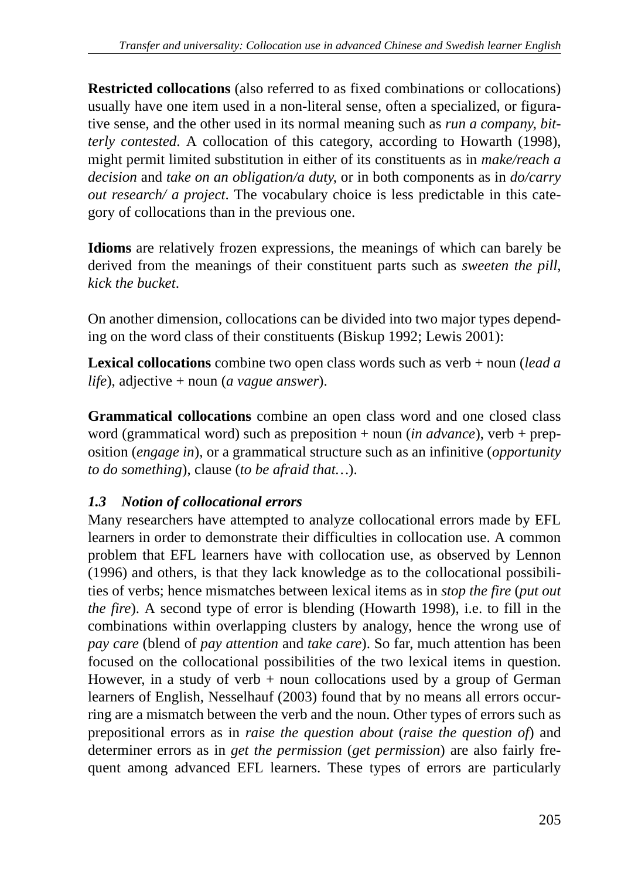**Restricted collocations** (also referred to as fixed combinations or collocations) usually have one item used in a non-literal sense, often a specialized, or figurative sense, and the other used in its normal meaning such as *run a company, bitterly contested*. A collocation of this category, according to Howarth (1998), might permit limited substitution in either of its constituents as in *make/reach a decision* and *take on an obligation/a duty*, or in both components as in *do/carry out research/ a project*. The vocabulary choice is less predictable in this category of collocations than in the previous one.

**Idioms** are relatively frozen expressions, the meanings of which can barely be derived from the meanings of their constituent parts such as *sweeten the pill, kick the bucket*.

On another dimension, collocations can be divided into two major types depending on the word class of their constituents (Biskup 1992; Lewis 2001):

**Lexical collocations** combine two open class words such as verb + noun (*lead a life*), adjective + noun (*a vague answer*).

**Grammatical collocations** combine an open class word and one closed class word (grammatical word) such as preposition + noun (*in advance*), verb + preposition (*engage in*), or a grammatical structure such as an infinitive (*opportunity to do something*), clause (*to be afraid that…*).

### *1.3 Notion of collocational errors*

Many researchers have attempted to analyze collocational errors made by EFL learners in order to demonstrate their difficulties in collocation use. A common problem that EFL learners have with collocation use, as observed by Lennon (1996) and others, is that they lack knowledge as to the collocational possibilities of verbs; hence mismatches between lexical items as in *stop the fire* (*put out the fire*). A second type of error is blending (Howarth 1998), i.e. to fill in the combinations within overlapping clusters by analogy, hence the wrong use of *pay care* (blend of *pay attention* and *take care*). So far, much attention has been focused on the collocational possibilities of the two lexical items in question. However, in a study of verb + noun collocations used by a group of German learners of English, Nesselhauf (2003) found that by no means all errors occurring are a mismatch between the verb and the noun. Other types of errors such as prepositional errors as in *raise the question about* (*raise the question of*) and determiner errors as in *get the permission* (*get permission*) are also fairly frequent among advanced EFL learners. These types of errors are particularly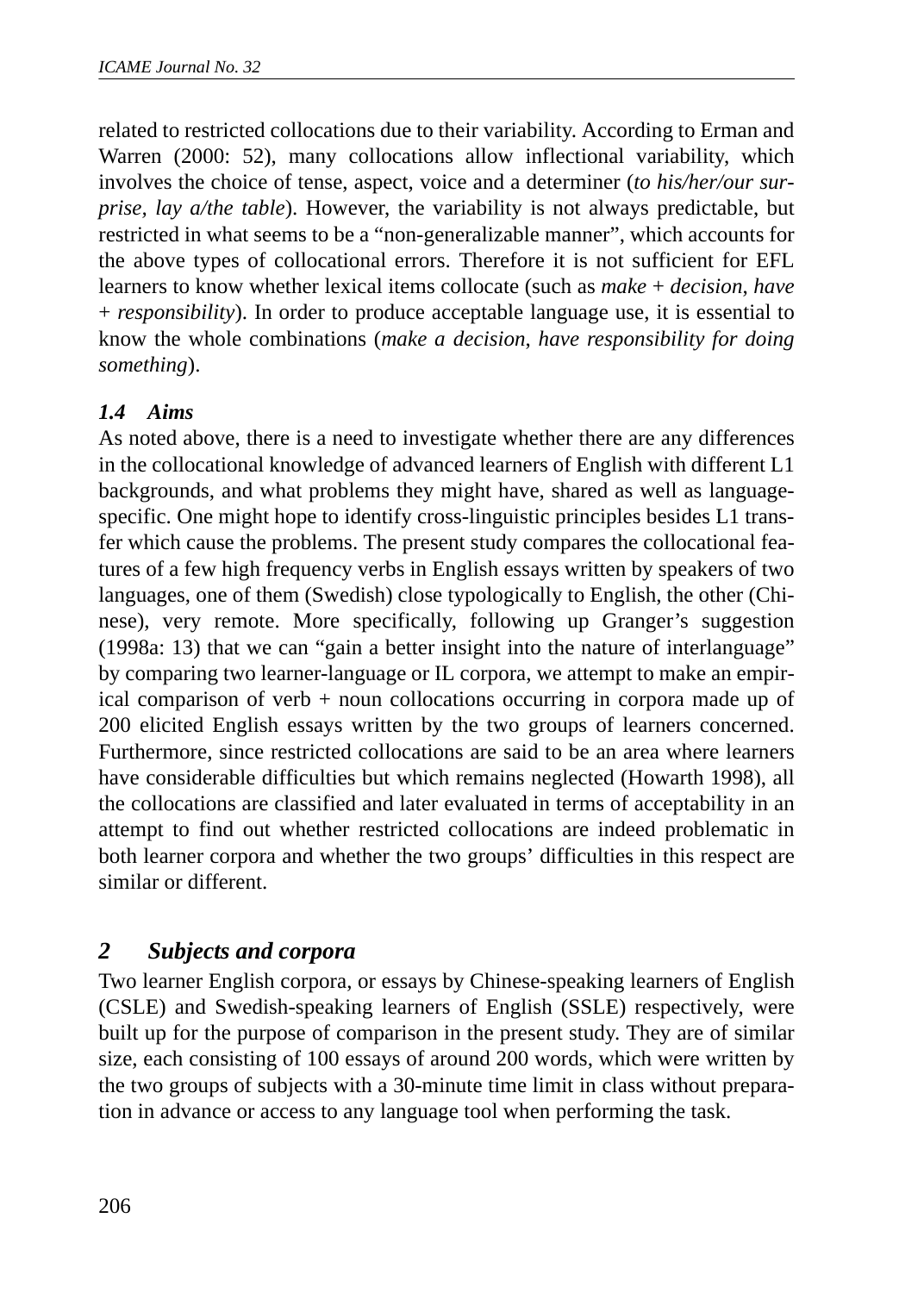related to restricted collocations due to their variability. According to Erman and Warren (2000: 52), many collocations allow inflectional variability, which involves the choice of tense, aspect, voice and a determiner (*to his/her/our surprise, lay a/the table*). However, the variability is not always predictable, but restricted in what seems to be a "non-generalizable manner", which accounts for the above types of collocational errors. Therefore it is not sufficient for EFL learners to know whether lexical items collocate (such as *make* + *decision*, *have* + *responsibility*). In order to produce acceptable language use, it is essential to know the whole combinations (*make a decision*, *have responsibility for doing something*).

### *1.4 Aims*

As noted above, there is a need to investigate whether there are any differences in the collocational knowledge of advanced learners of English with different L1 backgrounds, and what problems they might have, shared as well as language-specific. One might hope to identify cross-linguistic principles besides L1 transfer which cause the problems. The present study compares the collocational features of a few high frequency verbs in English essays written by speakers of two languages, one of them (Swedish) close typologically to English, the other (Chinese), very remote. More specifically, following up Granger's suggestion (1998a: 13) that we can "gain a better insight into the nature of interlanguage" by comparing two learner-language or IL corpora, we attempt to make an empirical comparison of verb + noun collocations occurring in corpora made up of 200 elicited English essays written by the two groups of learners concerned. Furthermore, since restricted collocations are said to be an area where learners have considerable difficulties but which remains neglected (Howarth 1998), all the collocations are classified and later evaluated in terms of acceptability in an attempt to find out whether restricted collocations are indeed problematic in both learner corpora and whether the two groups' difficulties in this respect are similar or different.

## *2 Subjects and corpora*

Two learner English corpora, or essays by Chinese-speaking learners of English (CSLE) and Swedish-speaking learners of English (SSLE) respectively, were built up for the purpose of comparison in the present study. They are of similar size, each consisting of 100 essays of around 200 words, which were written by the two groups of subjects with a 30-minute time limit in class without preparation in advance or access to any language tool when performing the task.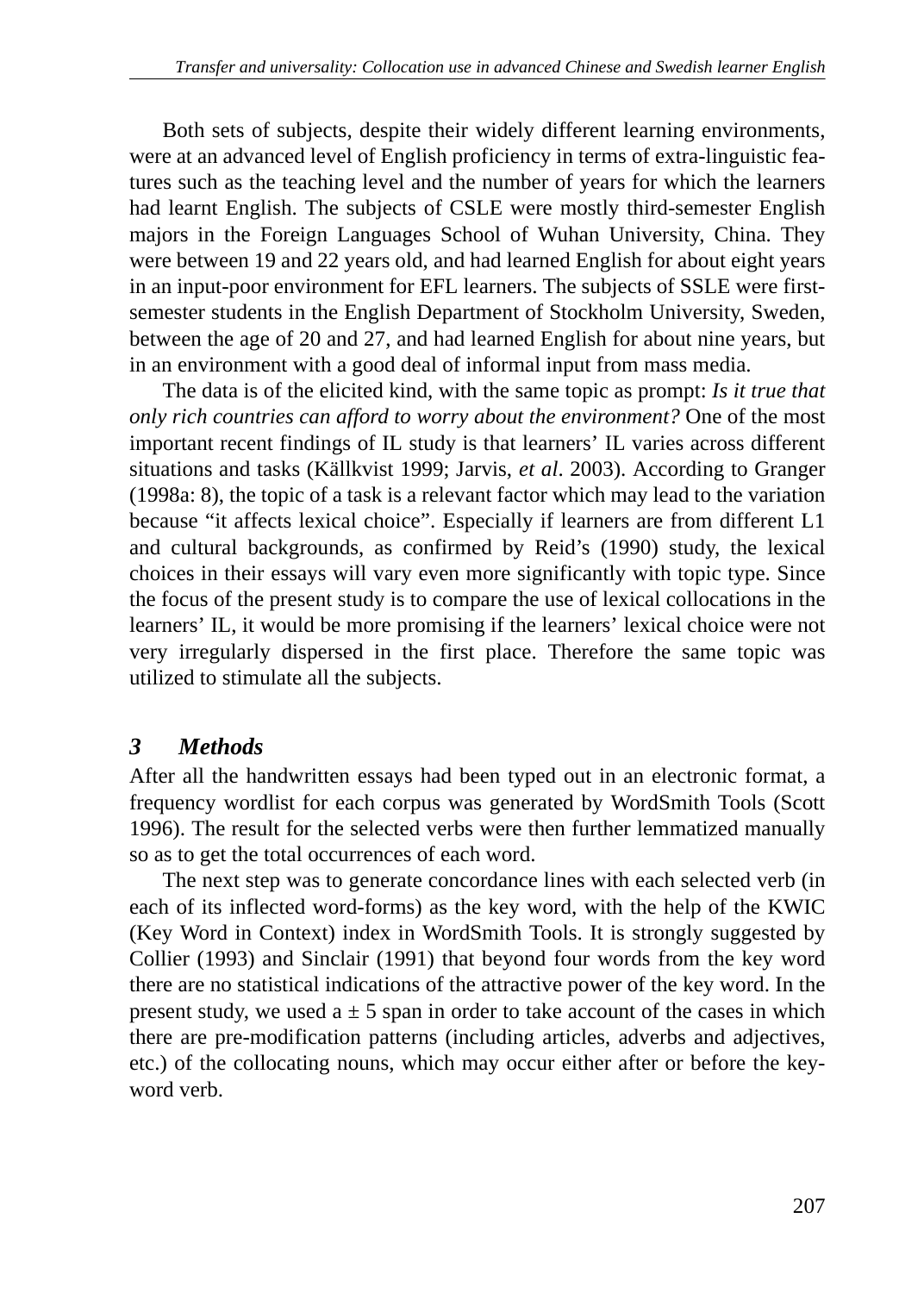Both sets of subjects, despite their widely different learning environments, were at an advanced level of English proficiency in terms of extra-linguistic features such as the teaching level and the number of years for which the learners had learnt English. The subjects of CSLE were mostly third-semester English majors in the Foreign Languages School of Wuhan University, China. They were between 19 and 22 years old, and had learned English for about eight years in an input-poor environment for EFL learners. The subjects of SSLE were first-semester students in the English Department of Stockholm University, Sweden, between the age of 20 and 27, and had learned English for about nine years, but in an environment with a good deal of informal input from mass media.

The data is of the elicited kind, with the same topic as prompt: *Is it true that only rich countries can afford to worry about the environment?* One of the most important recent findings of IL study is that learners' IL varies across different situations and tasks (Källkvist 1999; Jarvis, *et al*. 2003). According to Granger (1998a: 8), the topic of a task is a relevant factor which may lead to the variation because "it affects lexical choice". Especially if learners are from different L1 and cultural backgrounds, as confirmed by Reid's (1990) study, the lexical choices in their essays will vary even more significantly with topic type. Since the focus of the present study is to compare the use of lexical collocations in the learners' IL, it would be more promising if the learners' lexical choice were not very irregularly dispersed in the first place. Therefore the same topic was utilized to stimulate all the subjects.

## 3 Methods

After all the handwritten essays had been typed out in an electronic format, a frequency wordlist for each corpus was generated by WordSmith Tools (Scott 1996). The result for the selected verbs were then further lemmatized manually so as to get the total occurrences of each word.

The next step was to generate concordance lines with each selected verb (in each of its inflected word-forms) as the key word, with the help of the KWIC (Key Word in Context) index in WordSmith Tools. It is strongly suggested by Collier (1993) and Sinclair (1991) that beyond four words from the key word there are no statistical indications of the attractive power of the key word. In the present study, we used a ± 5 span in order to take account of the cases in which there are pre-modification patterns (including articles, adverbs and adjectives, etc.) of the collocating nouns, which may occur either after or before the key-word verb.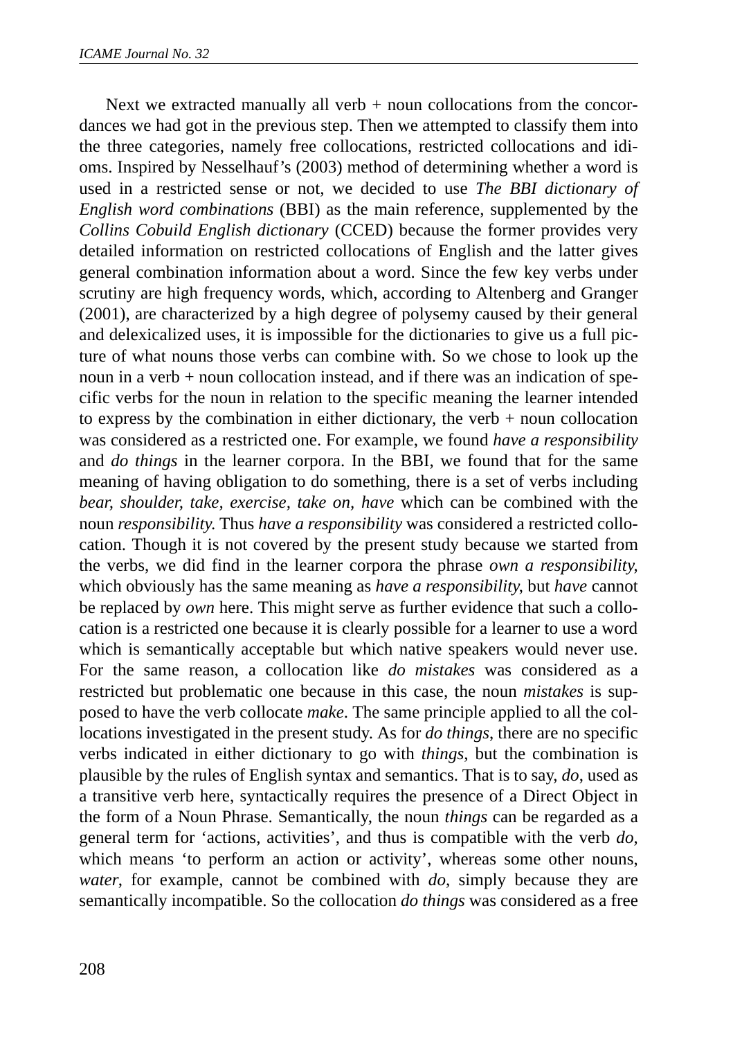Next we extracted manually all verb + noun collocations from the concordances we had got in the previous step. Then we attempted to classify them into the three categories, namely free collocations, restricted collocations and idioms. Inspired by Nesselhauf's (2003) method of determining whether a word is used in a restricted sense or not, we decided to use *The BBI dictionary of English word combinations* (BBI) as the main reference, supplemented by the *Collins Cobuild English dictionary* (CCED) because the former provides very detailed information on restricted collocations of English and the latter gives general combination information about a word. Since the few key verbs under scrutiny are high frequency words, which, according to Altenberg and Granger (2001), are characterized by a high degree of polysemy caused by their general and delexicalized uses, it is impossible for the dictionaries to give us a full picture of what nouns those verbs can combine with. So we chose to look up the noun in a verb + noun collocation instead, and if there was an indication of specific verbs for the noun in relation to the specific meaning the learner intended to express by the combination in either dictionary, the verb + noun collocation was considered as a restricted one. For example, we found *have a responsibility* and *do things* in the learner corpora. In the BBI, we found that for the same meaning of having obligation to do something, there is a set of verbs including *bear, shoulder, take, exercise, take on, have* which can be combined with the noun *responsibility.* Thus *have a responsibility* was considered a restricted collocation. Though it is not covered by the present study because we started from the verbs, we did find in the learner corpora the phrase *own a responsibility*, which obviously has the same meaning as *have a responsibility*, but *have* cannot be replaced by *own* here. This might serve as further evidence that such a collocation is a restricted one because it is clearly possible for a learner to use a word which is semantically acceptable but which native speakers would never use. For the same reason, a collocation like *do mistakes* was considered as a restricted but problematic one because in this case, the noun *mistakes* is supposed to have the verb collocate *make*. The same principle applied to all the collocations investigated in the present study. As for *do things*, there are no specific verbs indicated in either dictionary to go with *things*, but the combination is plausible by the rules of English syntax and semantics. That is to say, *do*, used as a transitive verb here, syntactically requires the presence of a Direct Object in the form of a Noun Phrase. Semantically, the noun *things* can be regarded as a general term for 'actions, activities', and thus is compatible with the verb *do*, which means 'to perform an action or activity', whereas some other nouns, *water*, for example, cannot be combined with *do*, simply because they are semantically incompatible. So the collocation *do things* was considered as a free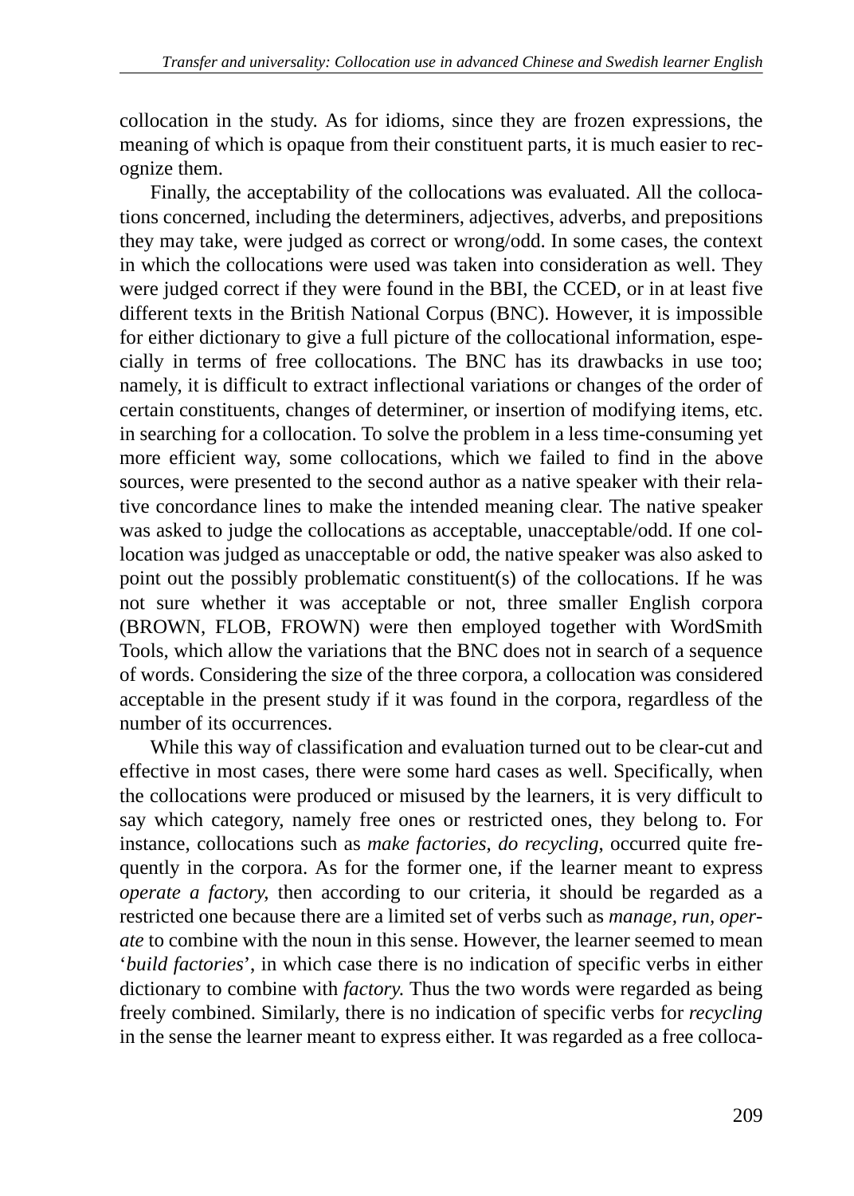collocation in the study. As for idioms, since they are frozen expressions, the meaning of which is opaque from their constituent parts, it is much easier to recognize them.

Finally, the acceptability of the collocations was evaluated. All the collocations concerned, including the determiners, adjectives, adverbs, and prepositions they may take, were judged as correct or wrong/odd. In some cases, the context in which the collocations were used was taken into consideration as well. They were judged correct if they were found in the BBI, the CCED, or in at least five different texts in the British National Corpus (BNC). However, it is impossible for either dictionary to give a full picture of the collocational information, especially in terms of free collocations. The BNC has its drawbacks in use too; namely, it is difficult to extract inflectional variations or changes of the order of certain constituents, changes of determiner, or insertion of modifying items, etc. in searching for a collocation. To solve the problem in a less time-consuming yet more efficient way, some collocations, which we failed to find in the above sources, were presented to the second author as a native speaker with their relative concordance lines to make the intended meaning clear. The native speaker was asked to judge the collocations as acceptable, unacceptable/odd. If one collocation was judged as unacceptable or odd, the native speaker was also asked to point out the possibly problematic constituent(s) of the collocations. If he was not sure whether it was acceptable or not, three smaller English corpora (BROWN, FLOB, FROWN) were then employed together with WordSmith Tools, which allow the variations that the BNC does not in search of a sequence of words. Considering the size of the three corpora, a collocation was considered acceptable in the present study if it was found in the corpora, regardless of the number of its occurrences.

While this way of classification and evaluation turned out to be clear-cut and effective in most cases, there were some hard cases as well. Specifically, when the collocations were produced or misused by the learners, it is very difficult to say which category, namely free ones or restricted ones, they belong to. For instance, collocations such as *make factories*, *do recycling*, occurred quite frequently in the corpora. As for the former one, if the learner meant to express *operate a factory*, then according to our criteria, it should be regarded as a restricted one because there are a limited set of verbs such as *manage, run, operate* to combine with the noun in this sense. However, the learner seemed to mean '*build factories*', in which case there is no indication of specific verbs in either dictionary to combine with *factory.* Thus the two words were regarded as being freely combined. Similarly, there is no indication of specific verbs for *recycling* in the sense the learner meant to express either. It was regarded as a free colloca-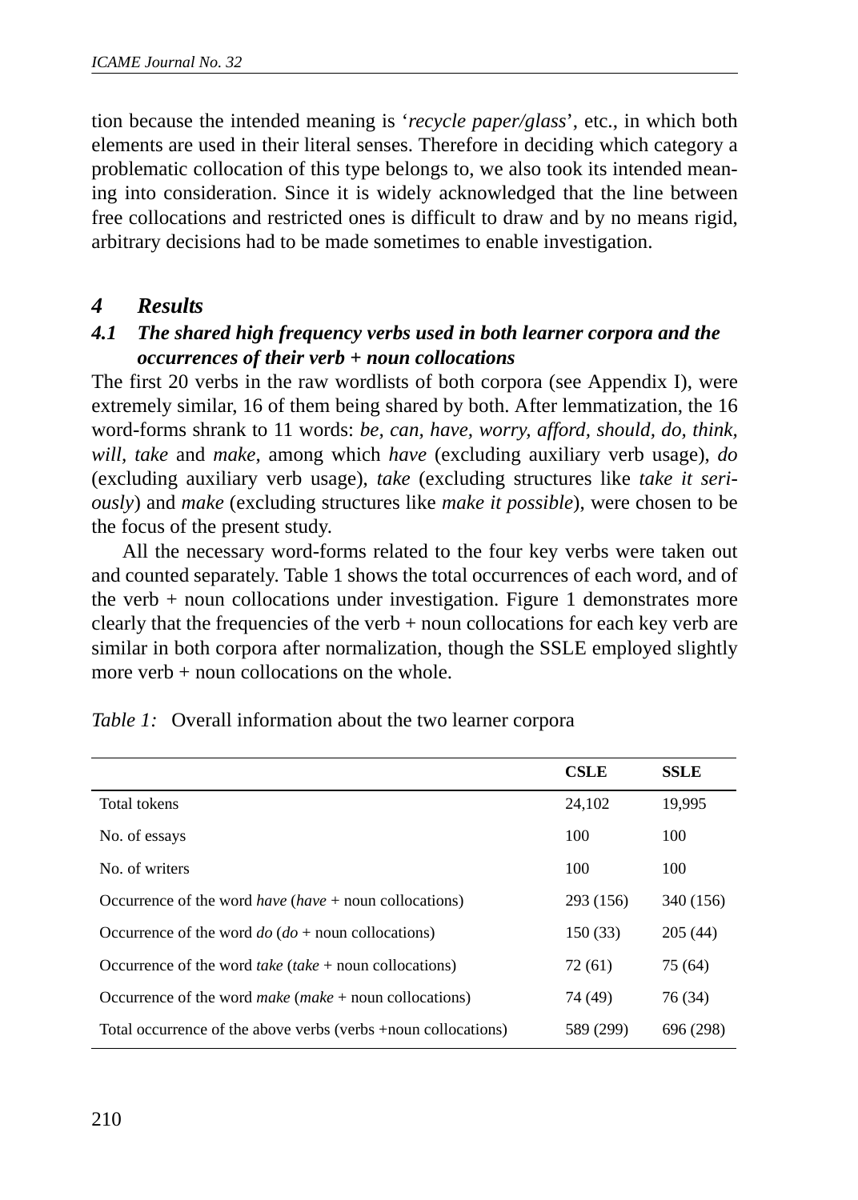tion because the intended meaning is '*recycle paper/glass*', etc., in which both elements are used in their literal senses. Therefore in deciding which category a problematic collocation of this type belongs to, we also took its intended meaning into consideration. Since it is widely acknowledged that the line between free collocations and restricted ones is difficult to draw and by no means rigid, arbitrary decisions had to be made sometimes to enable investigation.

## *4 Results*

### *4.1 The shared high frequency verbs used in both learner corpora and the occurrences of their verb + noun collocations*

The first 20 verbs in the raw wordlists of both corpora (see Appendix I), were extremely similar, 16 of them being shared by both. After lemmatization, the 16 word-forms shrank to 11 words: *be, can, have, worry, afford, should, do, think, will, take* and *make*, among which *have* (excluding auxiliary verb usage), *do* (excluding auxiliary verb usage), *take* (excluding structures like *take it seriously*) and *make* (excluding structures like *make it possible*), were chosen to be the focus of the present study.

All the necessary word-forms related to the four key verbs were taken out and counted separately. Table 1 shows the total occurrences of each word, and of the verb + noun collocations under investigation. Figure 1 demonstrates more clearly that the frequencies of the verb + noun collocations for each key verb are similar in both corpora after normalization, though the SSLE employed slightly more verb + noun collocations on the whole.

*Table 1:* Overall information about the two learner corpora

| | **CSLE** | **SSLE** |
|---|---|---|
| Total tokens | 24,102 | 19,995 |
| No. of essays | 100 | 100 |
| No. of writers | 100 | 100 |
| Occurrence of the word *have* (*have* + noun collocations) | 293 (156) | 340 (156) |
| Occurrence of the word *do* (*do* + noun collocations) | 150 (33) | 205 (44) |
| Occurrence of the word *take* (*take* + noun collocations) | 72 (61) | 75 (64) |
| Occurrence of the word *make* (*make* + noun collocations) | 74 (49) | 76 (34) |
| Total occurrence of the above verbs (verbs +noun collocations) | 589 (299) | 696 (298) |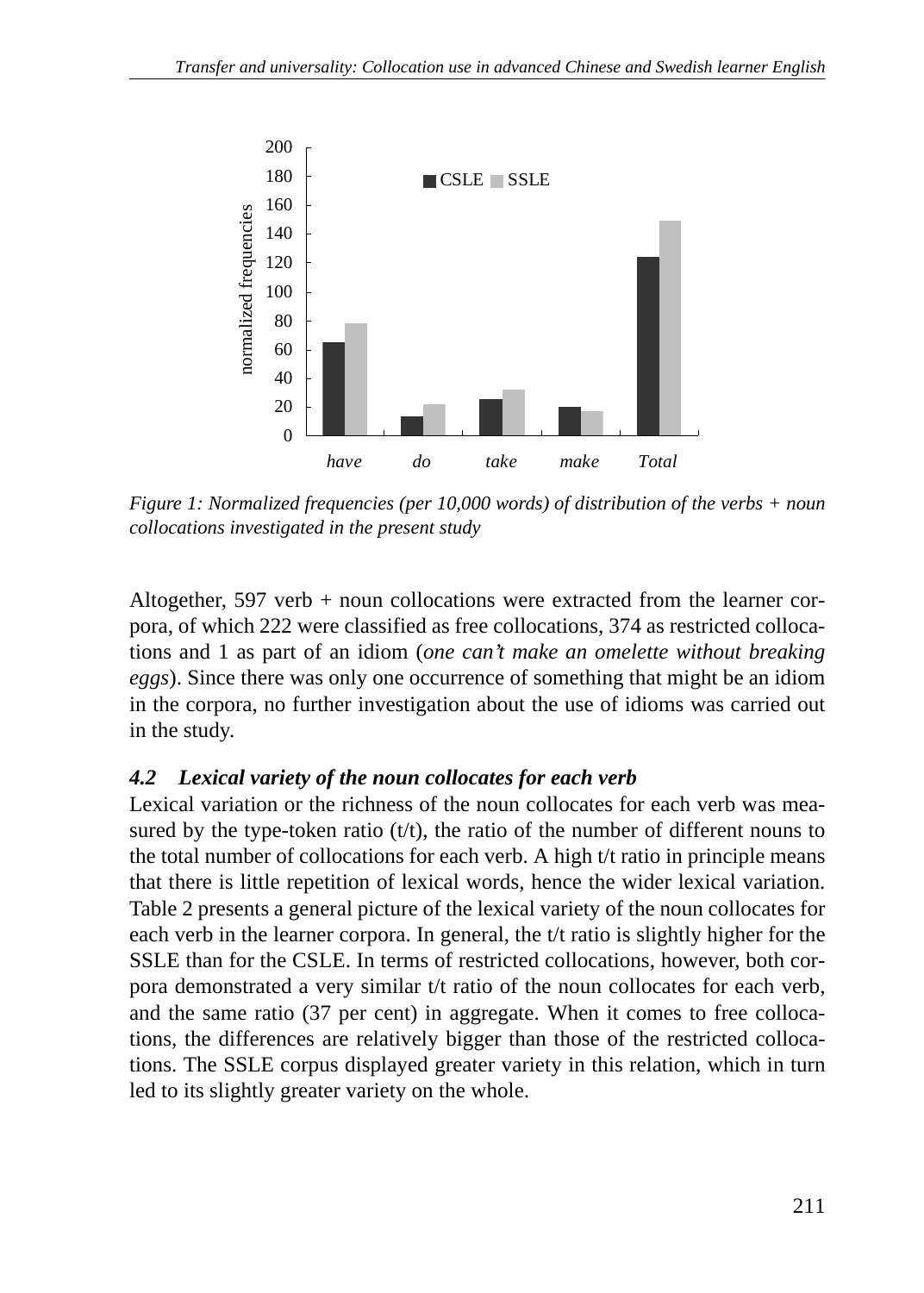Figure 1: Normalized frequencies (per 10,000 words) of distribution of the verbs + noun collocations investigated in the present study

Altogether, 597 verb + noun collocations were extracted from the learner corpora, of which 222 were classified as free collocations, 374 as restricted collocations and 1 as part of an idiom (*one can't make an omelette without breaking eggs*). Since there was only one occurrence of something that might be an idiom in the corpora, no further investigation about the use of idioms was carried out in the study.

### *4.2 Lexical variety of the noun collocates for each verb*

Lexical variation or the richness of the noun collocates for each verb was measured by the type-token ratio (t/t), the ratio of the number of different nouns to the total number of collocations for each verb. A high t/t ratio in principle means that there is little repetition of lexical words, hence the wider lexical variation. Table 2 presents a general picture of the lexical variety of the noun collocates for each verb in the learner corpora. In general, the t/t ratio is slightly higher for the SSLE than for the CSLE. In terms of restricted collocations, however, both corpora demonstrated a very similar t/t ratio of the noun collocates for each verb, and the same ratio (37 per cent) in aggregate. When it comes to free collocations, the differences are relatively bigger than those of the restricted collocations. The SSLE corpus displayed greater variety in this relation, which in turn led to its slightly greater variety on the whole.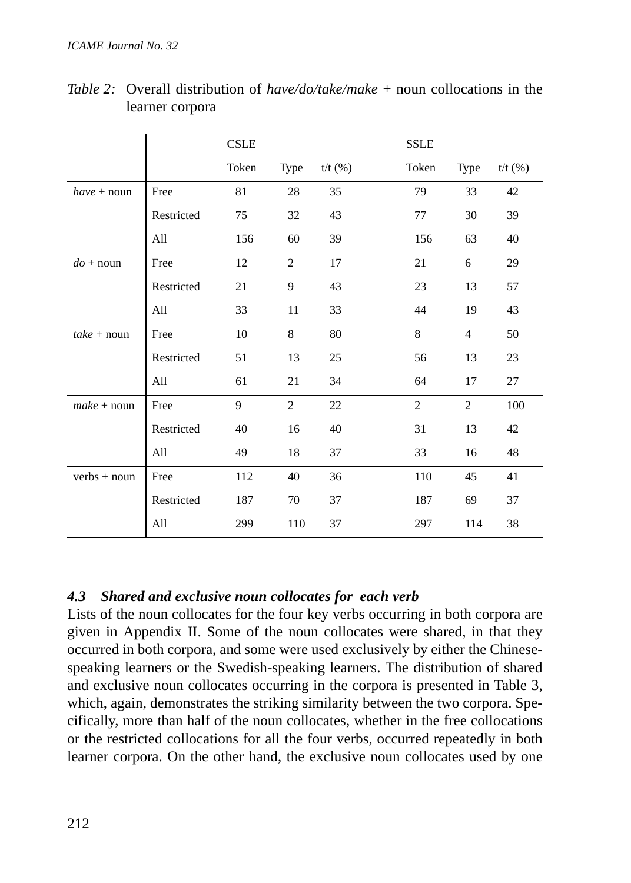*Table 2:* Overall distribution of *have/do/take/make* + noun collocations in the learner corpora

| | | CSLE | | | SSLE | | |
|---|---|---|---|---|---|---|---|
| | | Token | Type | t/t (%) | Token | Type | t/t (%) |
| *have* + noun | Free | 81 | 28 | 35 | 79 | 33 | 42 |
| | Restricted | 75 | 32 | 43 | 77 | 30 | 39 |
| | All | 156 | 60 | 39 | 156 | 63 | 40 |
| *do* + noun | Free | 12 | 2 | 17 | 21 | 6 | 29 |
| | Restricted | 21 | 9 | 43 | 23 | 13 | 57 |
| | All | 33 | 11 | 33 | 44 | 19 | 43 |
| *take* + noun | Free | 10 | 8 | 80 | 8 | 4 | 50 |
| | Restricted | 51 | 13 | 25 | 56 | 13 | 23 |
| | All | 61 | 21 | 34 | 64 | 17 | 27 |
| *make* + noun | Free | 9 | 2 | 22 | 2 | 2 | 100 |
| | Restricted | 40 | 16 | 40 | 31 | 13 | 42 |
| | All | 49 | 18 | 37 | 33 | 16 | 48 |
| verbs + noun | Free | 112 | 40 | 36 | 110 | 45 | 41 |
| | Restricted | 187 | 70 | 37 | 187 | 69 | 37 |
| | All | 299 | 110 | 37 | 297 | 114 | 38 |

### *4.3 Shared and exclusive noun collocates for each verb*

Lists of the noun collocates for the four key verbs occurring in both corpora are given in Appendix II. Some of the noun collocates were shared, in that they occurred in both corpora, and some were used exclusively by either the Chinese-speaking learners or the Swedish-speaking learners. The distribution of shared and exclusive noun collocates occurring in the corpora is presented in Table 3, which, again, demonstrates the striking similarity between the two corpora. Specifically, more than half of the noun collocates, whether in the free collocations or the restricted collocations for all the four verbs, occurred repeatedly in both learner corpora. On the other hand, the exclusive noun collocates used by one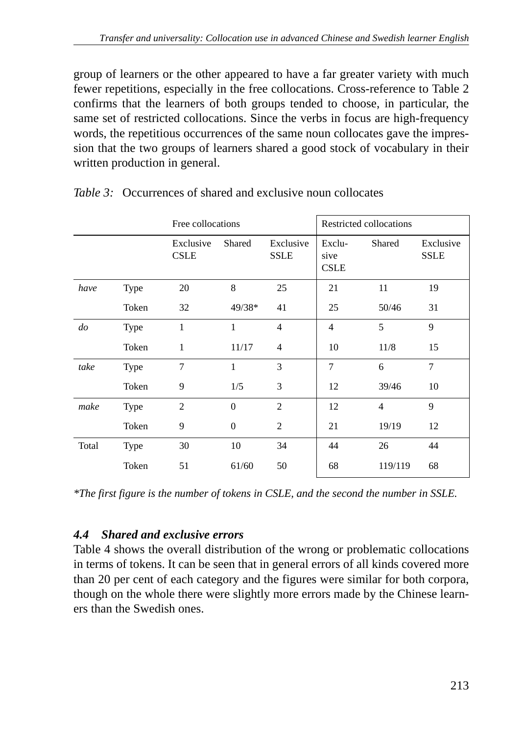group of learners or the other appeared to have a far greater variety with much fewer repetitions, especially in the free collocations. Cross-reference to Table 2 confirms that the learners of both groups tended to choose, in particular, the same set of restricted collocations. Since the verbs in focus are high-frequency words, the repetitious occurrences of the same noun collocates gave the impression that the two groups of learners shared a good stock of vocabulary in their written production in general.

*Table 3:* Occurrences of shared and exclusive noun collocates

| | | Free collocations | | | Restricted collocations | | |
|---|---|---|---|---|---|---|---|
| | | Exclusive CSLE | Shared | Exclusive SSLE | Exclusive CSLE | Shared | Exclusive SSLE |
| *have* | Type | 20 | 8 | 25 | 21 | 11 | 19 |
| | Token | 32 | 49/38* | 41 | 25 | 50/46 | 31 |
| *do* | Type | 1 | 1 | 4 | 4 | 5 | 9 |
| | Token | 1 | 11/17 | 4 | 10 | 11/8 | 15 |
| *take* | Type | 7 | 1 | 3 | 7 | 6 | 7 |
| | Token | 9 | 1/5 | 3 | 12 | 39/46 | 10 |
| *make* | Type | 2 | 0 | 2 | 12 | 4 | 9 |
| | Token | 9 | 0 | 2 | 21 | 19/19 | 12 |
| Total | Type | 30 | 10 | 34 | 44 | 26 | 44 |
| | Token | 51 | 61/60 | 50 | 68 | 119/119 | 68 |

*\*The first figure is the number of tokens in CSLE, and the second the number in SSLE.*

### *4.4 Shared and exclusive errors*

Table 4 shows the overall distribution of the wrong or problematic collocations in terms of tokens. It can be seen that in general errors of all kinds covered more than 20 per cent of each category and the figures were similar for both corpora, though on the whole there were slightly more errors made by the Chinese learners than the Swedish ones.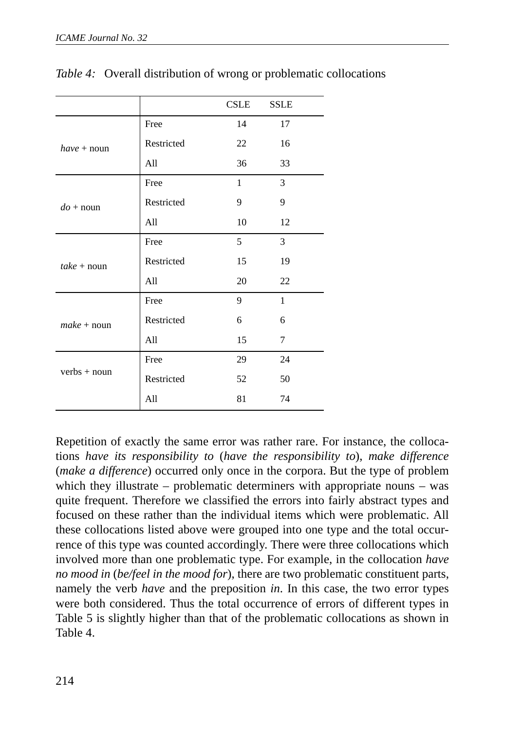*Table 4:* Overall distribution of wrong or problematic collocations

| | | CSLE | SSLE |
|---|---|---|---|
| *have* + noun | Free | 14 | 17 |
| | Restricted | 22 | 16 |
| | All | 36 | 33 |
| *do* + noun | Free | 1 | 3 |
| | Restricted | 9 | 9 |
| | All | 10 | 12 |
| *take* + noun | Free | 5 | 3 |
| | Restricted | 15 | 19 |
| | All | 20 | 22 |
| *make* + noun | Free | 9 | 1 |
| | Restricted | 6 | 6 |
| | All | 15 | 7 |
| verbs + noun | Free | 29 | 24 |
| | Restricted | 52 | 50 |
| | All | 81 | 74 |

Repetition of exactly the same error was rather rare. For instance, the collocations *have its responsibility to* (*have the responsibility to*), *make difference* (*make a difference*) occurred only once in the corpora. But the type of problem which they illustrate – problematic determiners with appropriate nouns – was quite frequent. Therefore we classified the errors into fairly abstract types and focused on these rather than the individual items which were problematic. All these collocations listed above were grouped into one type and the total occurrence of this type was counted accordingly. There were three collocations which involved more than one problematic type. For example, in the collocation *have no mood in* (*be/feel in the mood for*), there are two problematic constituent parts, namely the verb *have* and the preposition *in*. In this case, the two error types were both considered. Thus the total occurrence of errors of different types in Table 5 is slightly higher than that of the problematic collocations as shown in Table 4.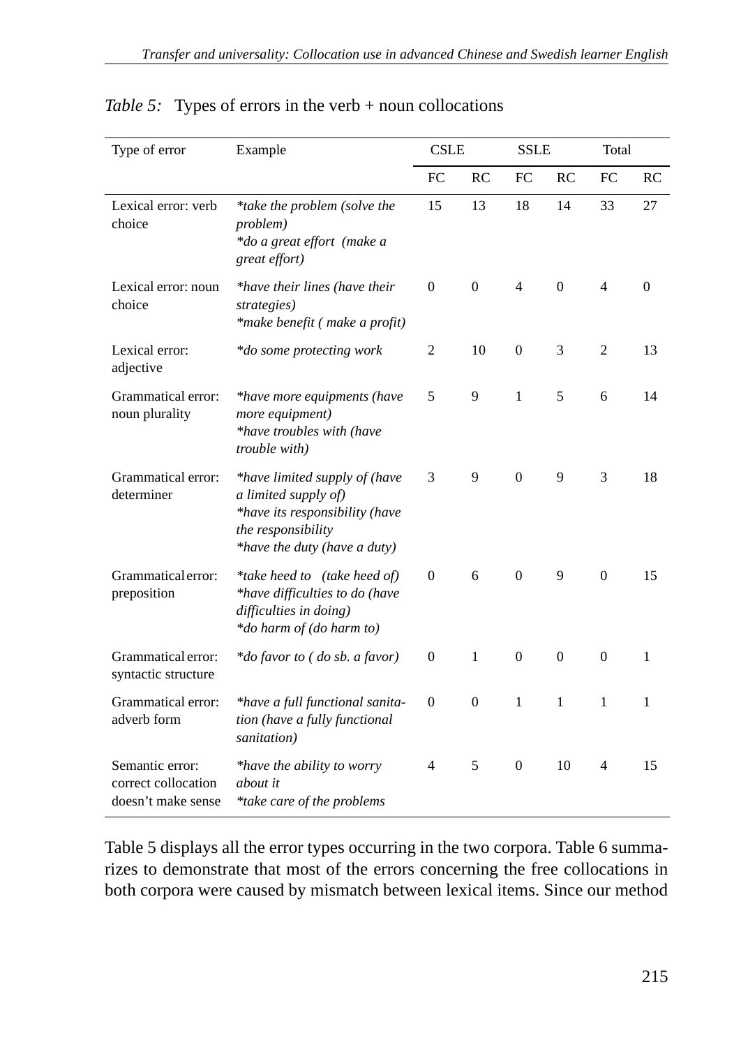*Table 5:* Types of errors in the verb + noun collocations

| Type of error | Example | CSLE | | SSLE | | Total | |
|---|---|---|---|---|---|---|---|
| | | FC | RC | FC | RC | FC | RC |
| Lexical error: verb choice | *\*take the problem (solve the problem)*<br>*\*do a great effort (make a great effort)* | 15 | 13 | 18 | 14 | 33 | 27 |
| Lexical error: noun choice | *\*have their lines (have their strategies)*<br>*\*make benefit ( make a profit)* | 0 | 0 | 4 | 0 | 4 | 0 |
| Lexical error: adjective | *\*do some protecting work* | 2 | 10 | 0 | 3 | 2 | 13 |
| Grammatical error: noun plurality | *\*have more equipments (have more equipment)*<br>*\*have troubles with (have trouble with)* | 5 | 9 | 1 | 5 | 6 | 14 |
| Grammatical error: determiner | *\*have limited supply of (have a limited supply of)*<br>*\*have its responsibility (have the responsibility*<br>*\*have the duty (have a duty)* | 3 | 9 | 0 | 9 | 3 | 18 |
| Grammatical error: preposition | *\*take heed to (take heed of)*<br>*\*have difficulties to do (have difficulties in doing)*<br>*\*do harm of (do harm to)* | 0 | 6 | 0 | 9 | 0 | 15 |
| Grammatical error: syntactic structure | *\*do favor to ( do sb. a favor)* | 0 | 1 | 0 | 0 | 0 | 1 |
| Grammatical error: adverb form | *\*have a full functional sanitation (have a fully functional sanitation)* | 0 | 0 | 1 | 1 | 1 | 1 |
| Semantic error: correct collocation doesn't make sense | *\*have the ability to worry about it*<br>*\*take care of the problems* | 4 | 5 | 0 | 10 | 4 | 15 |

Table 5 displays all the error types occurring in the two corpora. Table 6 summarizes to demonstrate that most of the errors concerning the free collocations in both corpora were caused by mismatch between lexical items. Since our method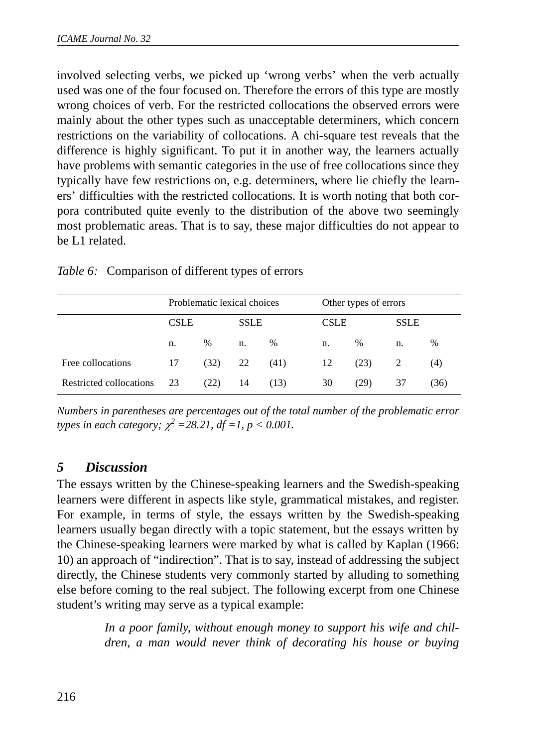involved selecting verbs, we picked up 'wrong verbs' when the verb actually used was one of the four focused on. Therefore the errors of this type are mostly wrong choices of verb. For the restricted collocations the observed errors were mainly about the other types such as unacceptable determiners, which concern restrictions on the variability of collocations. A chi-square test reveals that the difference is highly significant. To put it in another way, the learners actually have problems with semantic categories in the use of free collocations since they typically have few restrictions on, e.g. determiners, where lie chiefly the learners' difficulties with the restricted collocations. It is worth noting that both corpora contributed quite evenly to the distribution of the above two seemingly most problematic areas. That is to say, these major difficulties do not appear to be L1 related.

*Table 6:* Comparison of different types of errors

| | Problematic lexical choices | | | | Other types of errors | | | |
|---|---|---|---|---|---|---|---|---|
| | CSLE | | SSLE | | CSLE | | SSLE | |
| | n. | % | n. | % | n. | % | n. | % |
| Free collocations | 17 | (32) | 22 | (41) | 12 | (23) | 2 | (4) |
| Restricted collocations | 23 | (22) | 14 | (13) | 30 | (29) | 37 | (36) |

*Numbers in parentheses are percentages out of the total number of the problematic error types in each category;* $\chi^2 = 28.21$, $df = 1$, $p < 0.001$.

## 5 Discussion

The essays written by the Chinese-speaking learners and the Swedish-speaking learners were different in aspects like style, grammatical mistakes, and register. For example, in terms of style, the essays written by the Swedish-speaking learners usually began directly with a topic statement, but the essays written by the Chinese-speaking learners were marked by what is called by Kaplan (1966: 10) an approach of "indirection". That is to say, instead of addressing the subject directly, the Chinese students very commonly started by alluding to something else before coming to the real subject. The following excerpt from one Chinese student's writing may serve as a typical example:

> *In a poor family, without enough money to support his wife and children, a man would never think of decorating his house or buying*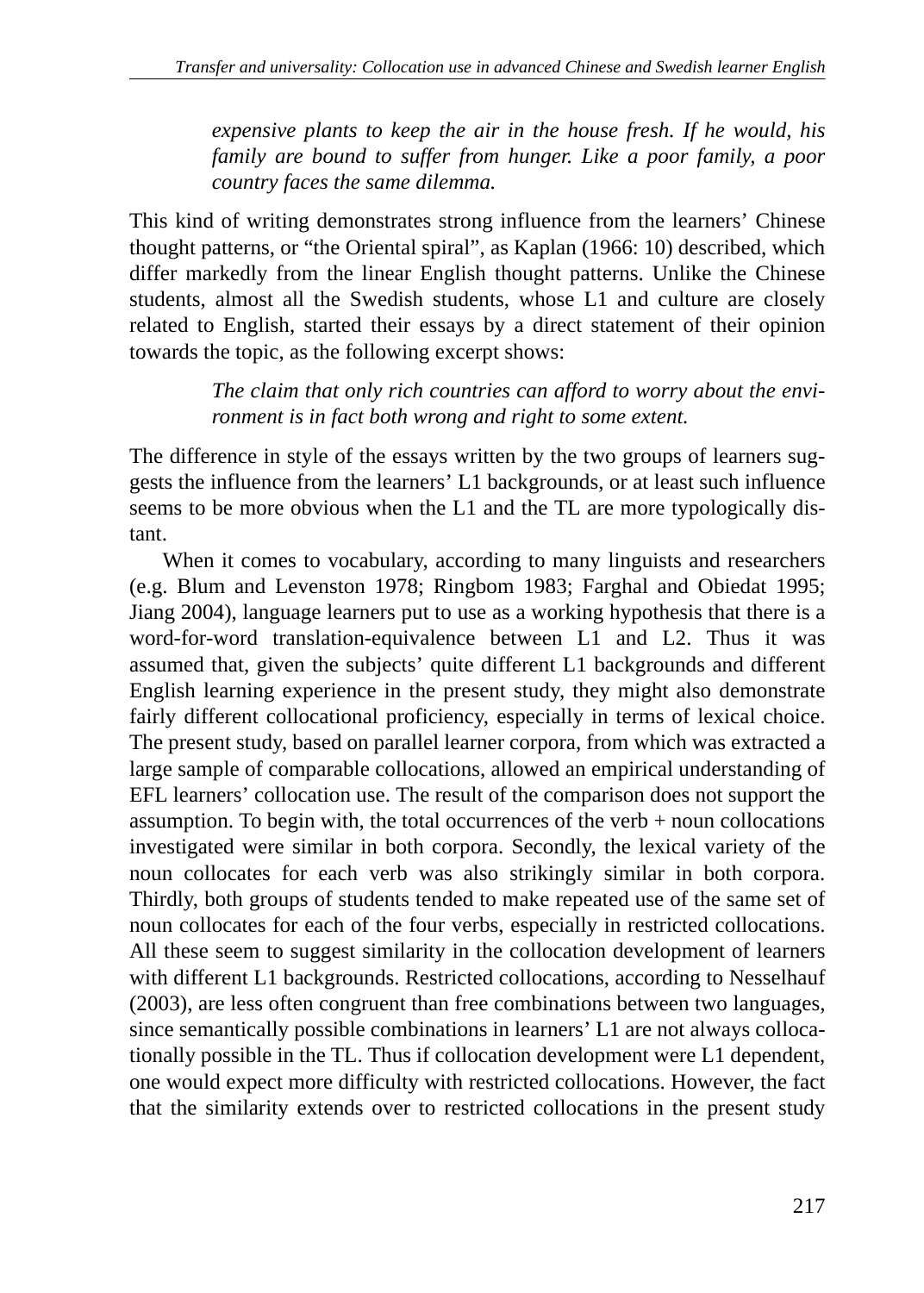*expensive plants to keep the air in the house fresh. If he would, his family are bound to suffer from hunger. Like a poor family, a poor country faces the same dilemma.*

This kind of writing demonstrates strong influence from the learners' Chinese thought patterns, or "the Oriental spiral", as Kaplan (1966: 10) described, which differ markedly from the linear English thought patterns. Unlike the Chinese students, almost all the Swedish students, whose L1 and culture are closely related to English, started their essays by a direct statement of their opinion towards the topic, as the following excerpt shows:

*The claim that only rich countries can afford to worry about the environment is in fact both wrong and right to some extent.*

The difference in style of the essays written by the two groups of learners suggests the influence from the learners' L1 backgrounds, or at least such influence seems to be more obvious when the L1 and the TL are more typologically distant.

When it comes to vocabulary, according to many linguists and researchers (e.g. Blum and Levenston 1978; Ringbom 1983; Farghal and Obiedat 1995; Jiang 2004), language learners put to use as a working hypothesis that there is a word-for-word translation-equivalence between L1 and L2. Thus it was assumed that, given the subjects' quite different L1 backgrounds and different English learning experience in the present study, they might also demonstrate fairly different collocational proficiency, especially in terms of lexical choice. The present study, based on parallel learner corpora, from which was extracted a large sample of comparable collocations, allowed an empirical understanding of EFL learners' collocation use. The result of the comparison does not support the assumption. To begin with, the total occurrences of the verb + noun collocations investigated were similar in both corpora. Secondly, the lexical variety of the noun collocates for each verb was also strikingly similar in both corpora. Thirdly, both groups of students tended to make repeated use of the same set of noun collocates for each of the four verbs, especially in restricted collocations. All these seem to suggest similarity in the collocation development of learners with different L1 backgrounds. Restricted collocations, according to Nesselhauf (2003), are less often congruent than free combinations between two languages, since semantically possible combinations in learners' L1 are not always collocationally possible in the TL. Thus if collocation development were L1 dependent, one would expect more difficulty with restricted collocations. However, the fact that the similarity extends over to restricted collocations in the present study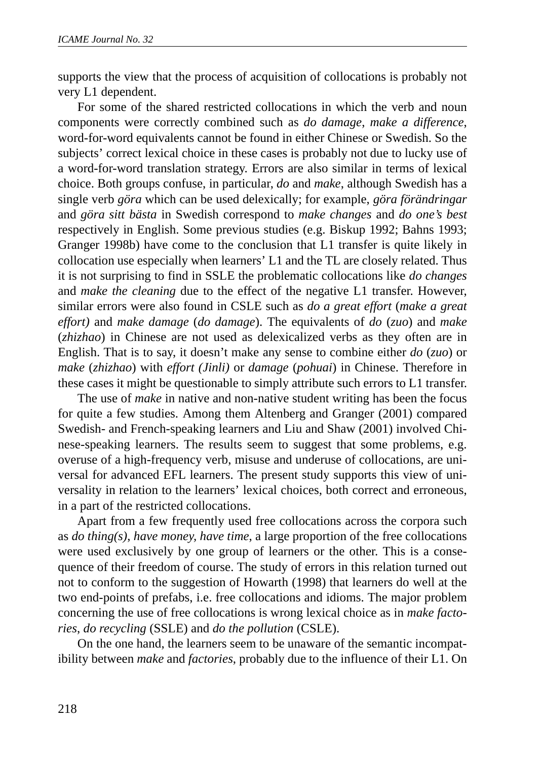supports the view that the process of acquisition of collocations is probably not very L1 dependent.

For some of the shared restricted collocations in which the verb and noun components were correctly combined such as *do damage*, *make a difference*, word-for-word equivalents cannot be found in either Chinese or Swedish. So the subjects' correct lexical choice in these cases is probably not due to lucky use of a word-for-word translation strategy. Errors are also similar in terms of lexical choice. Both groups confuse, in particular, *do* and *make*, although Swedish has a single verb *göra* which can be used delexically; for example, *göra förändringar* and *göra sitt bästa* in Swedish correspond to *make changes* and *do one's best* respectively in English. Some previous studies (e.g. Biskup 1992; Bahns 1993; Granger 1998b) have come to the conclusion that L1 transfer is quite likely in collocation use especially when learners' L1 and the TL are closely related. Thus it is not surprising to find in SSLE the problematic collocations like *do changes* and *make the cleaning* due to the effect of the negative L1 transfer. However, similar errors were also found in CSLE such as *do a great effort* (*make a great effort)* and *make damage* (*do damage*). The equivalents of *do* (*zuo*) and *make* (*zhizhao*) in Chinese are not used as delexicalized verbs as they often are in English. That is to say, it doesn't make any sense to combine either *do* (*zuo*) or *make* (*zhizhao*) with *effort (Jinli)* or *damage* (*pohuai*) in Chinese. Therefore in these cases it might be questionable to simply attribute such errors to L1 transfer.

The use of *make* in native and non-native student writing has been the focus for quite a few studies. Among them Altenberg and Granger (2001) compared Swedish- and French-speaking learners and Liu and Shaw (2001) involved Chinese-speaking learners. The results seem to suggest that some problems, e.g. overuse of a high-frequency verb, misuse and underuse of collocations, are universal for advanced EFL learners. The present study supports this view of universality in relation to the learners' lexical choices, both correct and erroneous, in a part of the restricted collocations.

Apart from a few frequently used free collocations across the corpora such as *do thing(s)*, *have money, have time*, a large proportion of the free collocations were used exclusively by one group of learners or the other. This is a consequence of their freedom of course. The study of errors in this relation turned out not to conform to the suggestion of Howarth (1998) that learners do well at the two end-points of prefabs, i.e. free collocations and idioms. The major problem concerning the use of free collocations is wrong lexical choice as in *make factories*, *do recycling* (SSLE) and *do the pollution* (CSLE).

On the one hand, the learners seem to be unaware of the semantic incompatibility between *make* and *factories*, probably due to the influence of their L1. On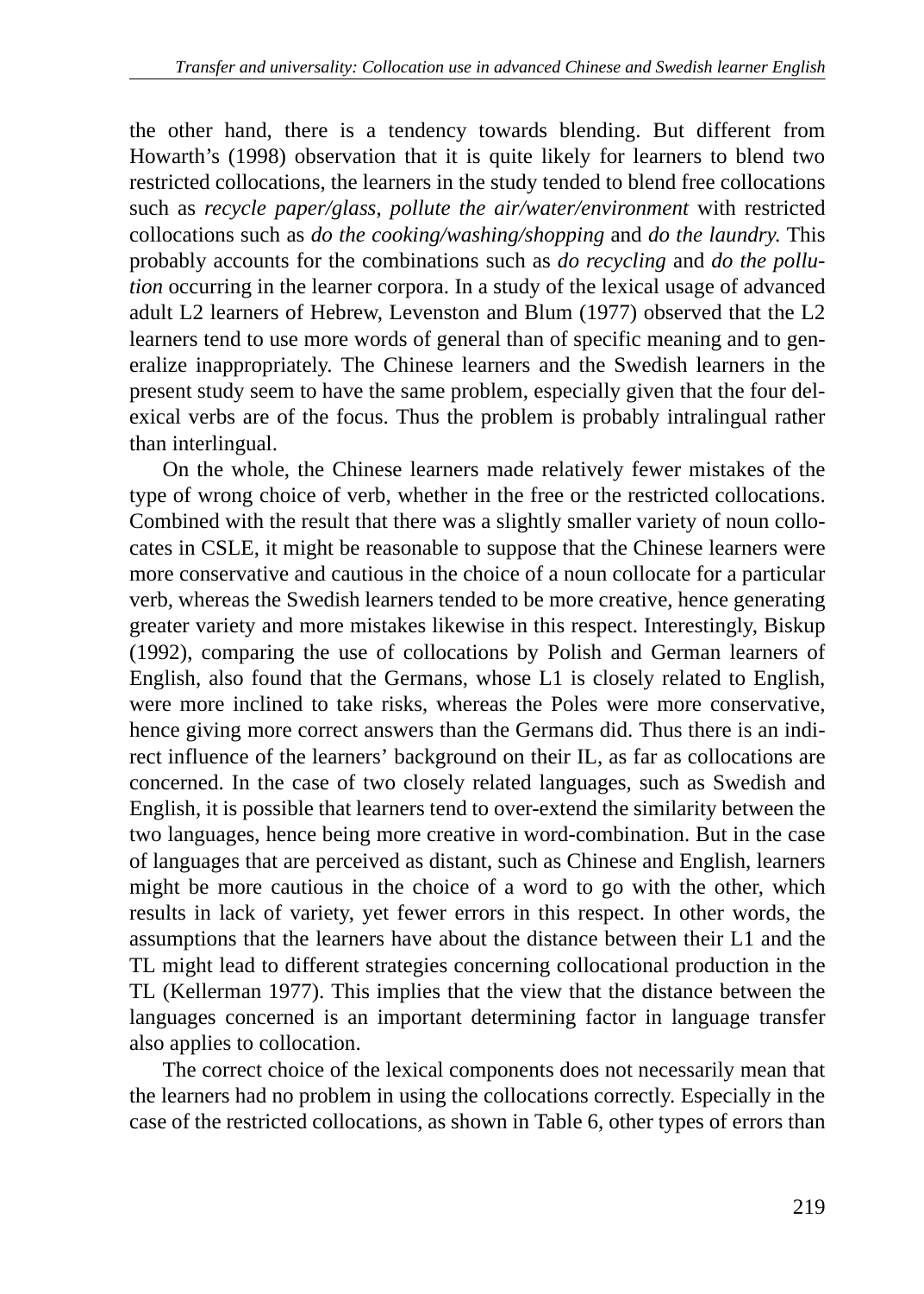the other hand, there is a tendency towards blending. But different from Howarth's (1998) observation that it is quite likely for learners to blend two restricted collocations, the learners in the study tended to blend free collocations such as *recycle paper/glass*, *pollute the air/water/environment* with restricted collocations such as *do the cooking/washing/shopping* and *do the laundry.* This probably accounts for the combinations such as *do recycling* and *do the pollution* occurring in the learner corpora. In a study of the lexical usage of advanced adult L2 learners of Hebrew, Levenston and Blum (1977) observed that the L2 learners tend to use more words of general than of specific meaning and to generalize inappropriately. The Chinese learners and the Swedish learners in the present study seem to have the same problem, especially given that the four delexical verbs are of the focus. Thus the problem is probably intralingual rather than interlingual.

On the whole, the Chinese learners made relatively fewer mistakes of the type of wrong choice of verb, whether in the free or the restricted collocations. Combined with the result that there was a slightly smaller variety of noun collocates in CSLE, it might be reasonable to suppose that the Chinese learners were more conservative and cautious in the choice of a noun collocate for a particular verb, whereas the Swedish learners tended to be more creative, hence generating greater variety and more mistakes likewise in this respect. Interestingly, Biskup (1992), comparing the use of collocations by Polish and German learners of English, also found that the Germans, whose L1 is closely related to English, were more inclined to take risks, whereas the Poles were more conservative, hence giving more correct answers than the Germans did. Thus there is an indirect influence of the learners' background on their IL, as far as collocations are concerned. In the case of two closely related languages, such as Swedish and English, it is possible that learners tend to over-extend the similarity between the two languages, hence being more creative in word-combination. But in the case of languages that are perceived as distant, such as Chinese and English, learners might be more cautious in the choice of a word to go with the other, which results in lack of variety, yet fewer errors in this respect. In other words, the assumptions that the learners have about the distance between their L1 and the TL might lead to different strategies concerning collocational production in the TL (Kellerman 1977). This implies that the view that the distance between the languages concerned is an important determining factor in language transfer also applies to collocation.

The correct choice of the lexical components does not necessarily mean that the learners had no problem in using the collocations correctly. Especially in the case of the restricted collocations, as shown in Table 6, other types of errors than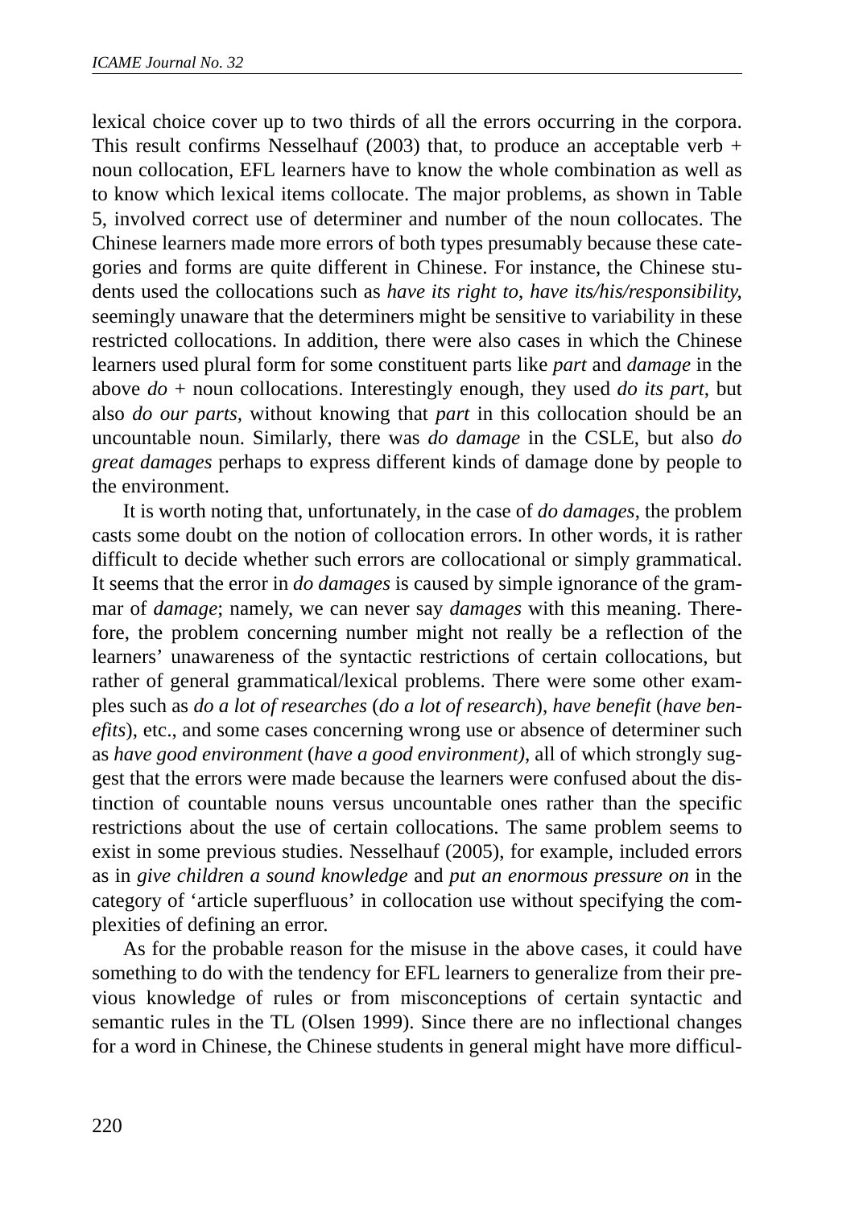lexical choice cover up to two thirds of all the errors occurring in the corpora. This result confirms Nesselhauf (2003) that, to produce an acceptable verb + noun collocation, EFL learners have to know the whole combination as well as to know which lexical items collocate. The major problems, as shown in Table 5, involved correct use of determiner and number of the noun collocates. The Chinese learners made more errors of both types presumably because these categories and forms are quite different in Chinese. For instance, the Chinese students used the collocations such as *have its right to*, *have its/his/responsibility*, seemingly unaware that the determiners might be sensitive to variability in these restricted collocations. In addition, there were also cases in which the Chinese learners used plural form for some constituent parts like *part* and *damage* in the above *do* + noun collocations. Interestingly enough, they used *do its part*, but also *do our parts*, without knowing that *part* in this collocation should be an uncountable noun. Similarly, there was *do damage* in the CSLE, but also *do great damages* perhaps to express different kinds of damage done by people to the environment.

It is worth noting that, unfortunately, in the case of *do damages*, the problem casts some doubt on the notion of collocation errors. In other words, it is rather difficult to decide whether such errors are collocational or simply grammatical. It seems that the error in *do damages* is caused by simple ignorance of the grammar of *damage*; namely, we can never say *damages* with this meaning. Therefore, the problem concerning number might not really be a reflection of the learners' unawareness of the syntactic restrictions of certain collocations, but rather of general grammatical/lexical problems. There were some other examples such as *do a lot of researches* (*do a lot of research*), *have benefit* (*have benefits*), etc., and some cases concerning wrong use or absence of determiner such as *have good environment* (*have a good environment)*, all of which strongly suggest that the errors were made because the learners were confused about the distinction of countable nouns versus uncountable ones rather than the specific restrictions about the use of certain collocations. The same problem seems to exist in some previous studies. Nesselhauf (2005), for example, included errors as in *give children a sound knowledge* and *put an enormous pressure on* in the category of 'article superfluous' in collocation use without specifying the complexities of defining an error.

As for the probable reason for the misuse in the above cases, it could have something to do with the tendency for EFL learners to generalize from their previous knowledge of rules or from misconceptions of certain syntactic and semantic rules in the TL (Olsen 1999). Since there are no inflectional changes for a word in Chinese, the Chinese students in general might have more difficul-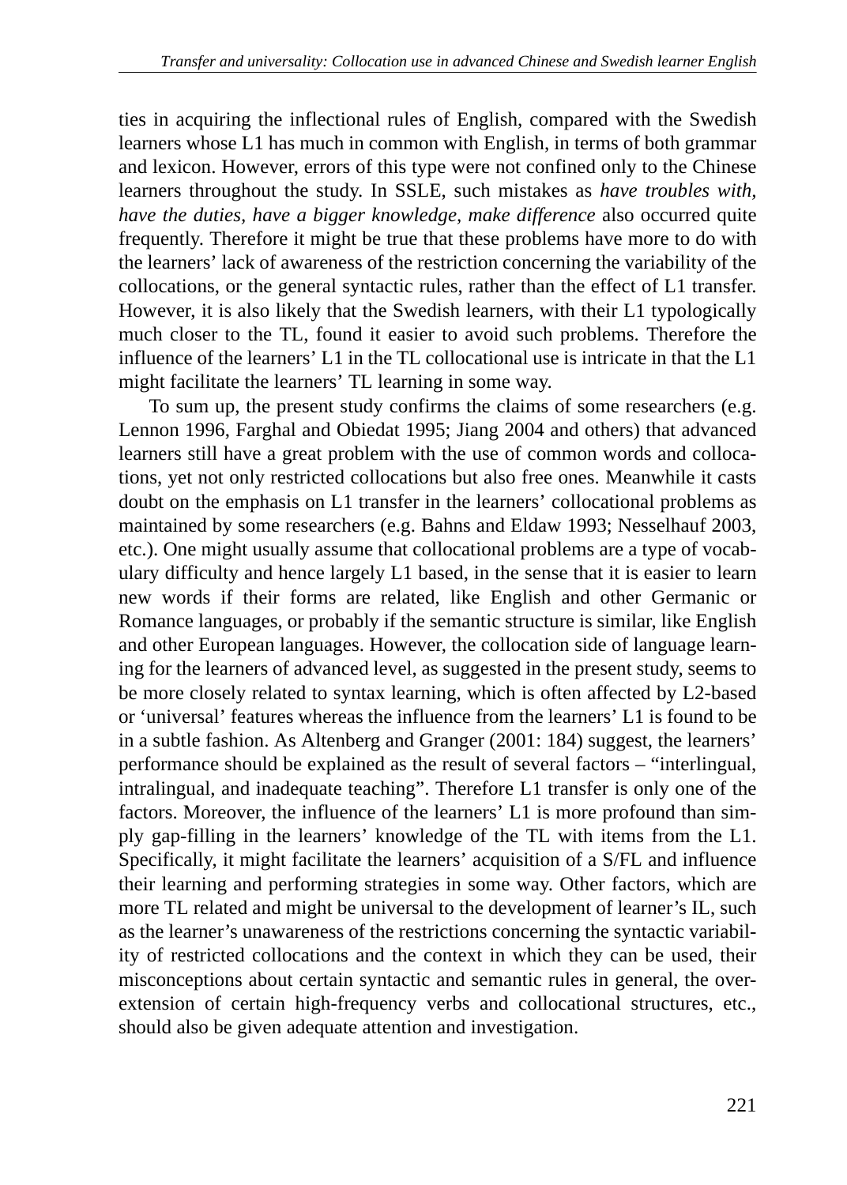ties in acquiring the inflectional rules of English, compared with the Swedish learners whose L1 has much in common with English, in terms of both grammar and lexicon. However, errors of this type were not confined only to the Chinese learners throughout the study. In SSLE, such mistakes as *have troubles with, have the duties, have a bigger knowledge, make difference* also occurred quite frequently. Therefore it might be true that these problems have more to do with the learners' lack of awareness of the restriction concerning the variability of the collocations, or the general syntactic rules, rather than the effect of L1 transfer. However, it is also likely that the Swedish learners, with their L1 typologically much closer to the TL, found it easier to avoid such problems. Therefore the influence of the learners' L1 in the TL collocational use is intricate in that the L1 might facilitate the learners' TL learning in some way.

To sum up, the present study confirms the claims of some researchers (e.g. Lennon 1996, Farghal and Obiedat 1995; Jiang 2004 and others) that advanced learners still have a great problem with the use of common words and collocations, yet not only restricted collocations but also free ones. Meanwhile it casts doubt on the emphasis on L1 transfer in the learners' collocational problems as maintained by some researchers (e.g. Bahns and Eldaw 1993; Nesselhauf 2003, etc.). One might usually assume that collocational problems are a type of vocabulary difficulty and hence largely L1 based, in the sense that it is easier to learn new words if their forms are related, like English and other Germanic or Romance languages, or probably if the semantic structure is similar, like English and other European languages. However, the collocation side of language learning for the learners of advanced level, as suggested in the present study, seems to be more closely related to syntax learning, which is often affected by L2-based or 'universal' features whereas the influence from the learners' L1 is found to be in a subtle fashion. As Altenberg and Granger (2001: 184) suggest, the learners' performance should be explained as the result of several factors – "interlingual, intralingual, and inadequate teaching". Therefore L1 transfer is only one of the factors. Moreover, the influence of the learners' L1 is more profound than simply gap-filling in the learners' knowledge of the TL with items from the L1. Specifically, it might facilitate the learners' acquisition of a S/FL and influence their learning and performing strategies in some way. Other factors, which are more TL related and might be universal to the development of learner's IL, such as the learner's unawareness of the restrictions concerning the syntactic variability of restricted collocations and the context in which they can be used, their misconceptions about certain syntactic and semantic rules in general, the over-extension of certain high-frequency verbs and collocational structures, etc., should also be given adequate attention and investigation.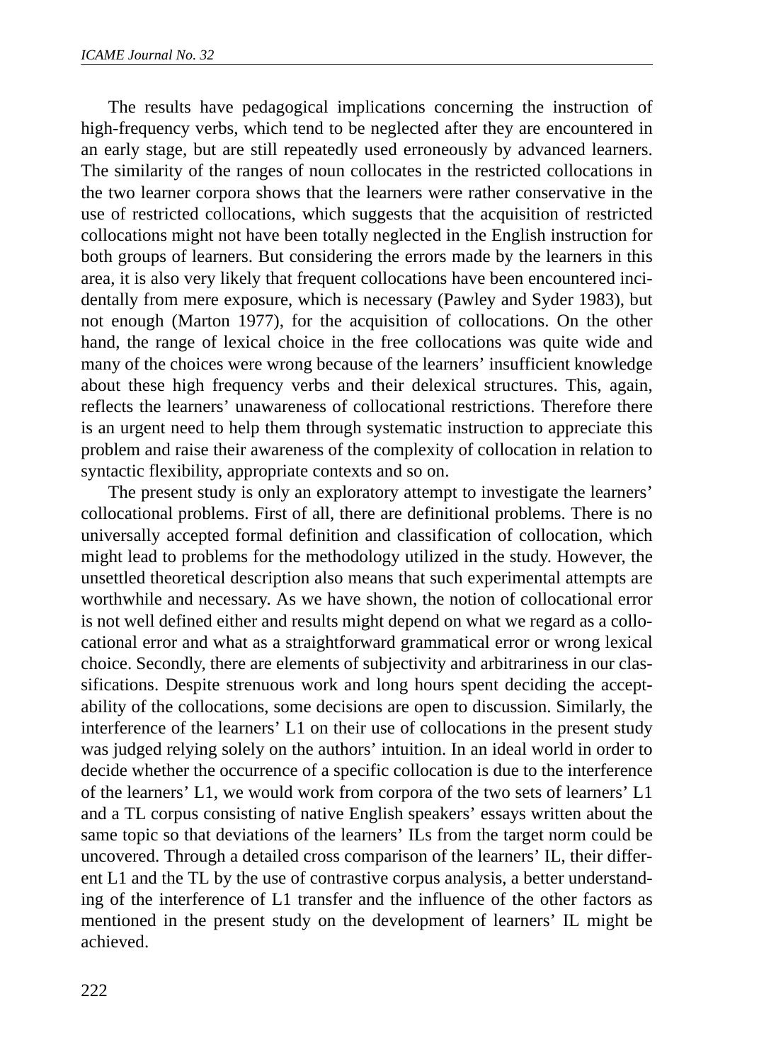The results have pedagogical implications concerning the instruction of high-frequency verbs, which tend to be neglected after they are encountered in an early stage, but are still repeatedly used erroneously by advanced learners. The similarity of the ranges of noun collocates in the restricted collocations in the two learner corpora shows that the learners were rather conservative in the use of restricted collocations, which suggests that the acquisition of restricted collocations might not have been totally neglected in the English instruction for both groups of learners. But considering the errors made by the learners in this area, it is also very likely that frequent collocations have been encountered incidentally from mere exposure, which is necessary (Pawley and Syder 1983), but not enough (Marton 1977), for the acquisition of collocations. On the other hand, the range of lexical choice in the free collocations was quite wide and many of the choices were wrong because of the learners' insufficient knowledge about these high frequency verbs and their delexical structures. This, again, reflects the learners' unawareness of collocational restrictions. Therefore there is an urgent need to help them through systematic instruction to appreciate this problem and raise their awareness of the complexity of collocation in relation to syntactic flexibility, appropriate contexts and so on.

The present study is only an exploratory attempt to investigate the learners' collocational problems. First of all, there are definitional problems. There is no universally accepted formal definition and classification of collocation, which might lead to problems for the methodology utilized in the study. However, the unsettled theoretical description also means that such experimental attempts are worthwhile and necessary. As we have shown, the notion of collocational error is not well defined either and results might depend on what we regard as a collocational error and what as a straightforward grammatical error or wrong lexical choice. Secondly, there are elements of subjectivity and arbitrariness in our classifications. Despite strenuous work and long hours spent deciding the acceptability of the collocations, some decisions are open to discussion. Similarly, the interference of the learners' L1 on their use of collocations in the present study was judged relying solely on the authors' intuition. In an ideal world in order to decide whether the occurrence of a specific collocation is due to the interference of the learners' L1, we would work from corpora of the two sets of learners' L1 and a TL corpus consisting of native English speakers' essays written about the same topic so that deviations of the learners' ILs from the target norm could be uncovered. Through a detailed cross comparison of the learners' IL, their different L1 and the TL by the use of contrastive corpus analysis, a better understanding of the interference of L1 transfer and the influence of the other factors as mentioned in the present study on the development of learners' IL might be achieved.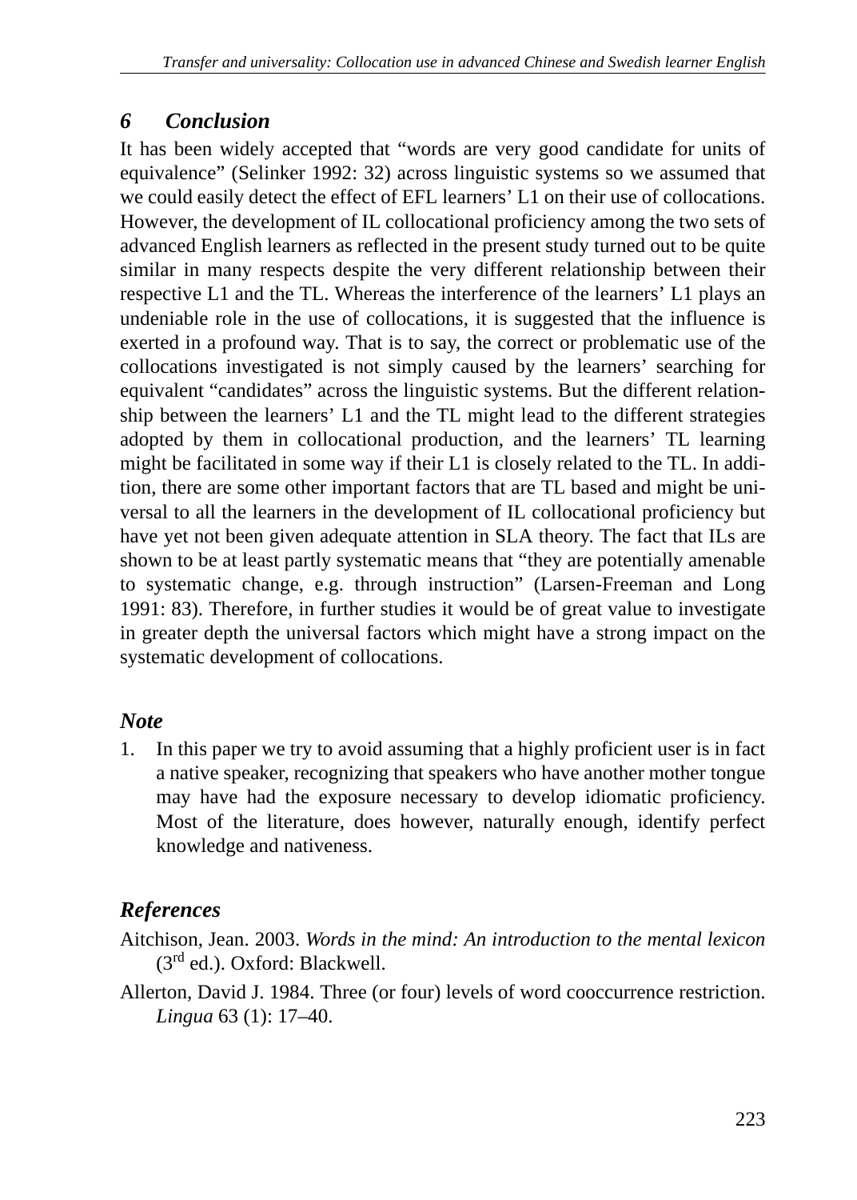## *6 Conclusion*

It has been widely accepted that "words are very good candidate for units of equivalence" (Selinker 1992: 32) across linguistic systems so we assumed that we could easily detect the effect of EFL learners' L1 on their use of collocations. However, the development of IL collocational proficiency among the two sets of advanced English learners as reflected in the present study turned out to be quite similar in many respects despite the very different relationship between their respective L1 and the TL. Whereas the interference of the learners' L1 plays an undeniable role in the use of collocations, it is suggested that the influence is exerted in a profound way. That is to say, the correct or problematic use of the collocations investigated is not simply caused by the learners' searching for equivalent "candidates" across the linguistic systems. But the different relationship between the learners' L1 and the TL might lead to the different strategies adopted by them in collocational production, and the learners' TL learning might be facilitated in some way if their L1 is closely related to the TL. In addition, there are some other important factors that are TL based and might be universal to all the learners in the development of IL collocational proficiency but have yet not been given adequate attention in SLA theory. The fact that ILs are shown to be at least partly systematic means that "they are potentially amenable to systematic change, e.g. through instruction" (Larsen-Freeman and Long 1991: 83). Therefore, in further studies it would be of great value to investigate in greater depth the universal factors which might have a strong impact on the systematic development of collocations.

## *Note*

1. In this paper we try to avoid assuming that a highly proficient user is in fact a native speaker, recognizing that speakers who have another mother tongue may have had the exposure necessary to develop idiomatic proficiency. Most of the literature, does however, naturally enough, identify perfect knowledge and nativeness.

## *References*

Aitchison, Jean. 2003. *Words in the mind: An introduction to the mental lexicon* (3rd ed.). Oxford: Blackwell.

Allerton, David J. 1984. Three (or four) levels of word cooccurrence restriction. *Lingua* 63 (1): 17–40.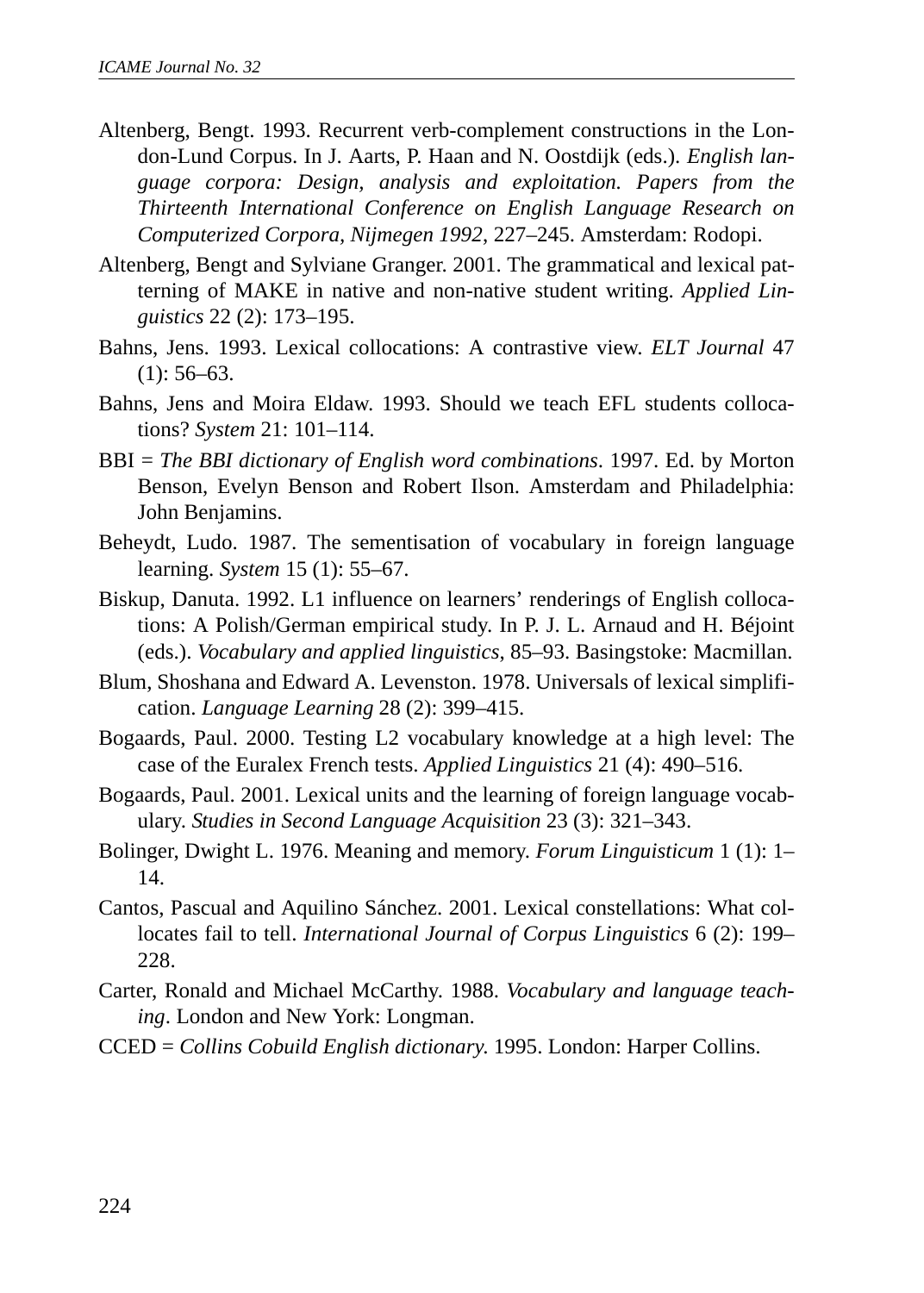Altenberg, Bengt. 1993. Recurrent verb-complement constructions in the London-Lund Corpus. In J. Aarts, P. Haan and N. Oostdijk (eds.). *English language corpora: Design, analysis and exploitation. Papers from the Thirteenth International Conference on English Language Research on Computerized Corpora, Nijmegen 1992*, 227–245. Amsterdam: Rodopi.

Altenberg, Bengt and Sylviane Granger. 2001. The grammatical and lexical patterning of MAKE in native and non-native student writing. *Applied Linguistics* 22 (2): 173–195.

Bahns, Jens. 1993. Lexical collocations: A contrastive view. *ELT Journal* 47 (1): 56–63.

Bahns, Jens and Moira Eldaw. 1993. Should we teach EFL students collocations? *System* 21: 101–114.

BBI = *The BBI dictionary of English word combinations*. 1997. Ed. by Morton Benson, Evelyn Benson and Robert Ilson. Amsterdam and Philadelphia: John Benjamins.

Beheydt, Ludo. 1987. The sementisation of vocabulary in foreign language learning. *System* 15 (1): 55–67.

Biskup, Danuta. 1992. L1 influence on learners' renderings of English collocations: A Polish/German empirical study. In P. J. L. Arnaud and H. Béjoint (eds.). *Vocabulary and applied linguistics*, 85–93. Basingstoke: Macmillan.

Blum, Shoshana and Edward A. Levenston. 1978. Universals of lexical simplification. *Language Learning* 28 (2): 399–415.

Bogaards, Paul. 2000. Testing L2 vocabulary knowledge at a high level: The case of the Euralex French tests. *Applied Linguistics* 21 (4): 490–516.

Bogaards, Paul. 2001. Lexical units and the learning of foreign language vocabulary. *Studies in Second Language Acquisition* 23 (3): 321–343.

Bolinger, Dwight L. 1976. Meaning and memory. *Forum Linguisticum* 1 (1): 1–14.

Cantos, Pascual and Aquilino Sánchez. 2001. Lexical constellations: What collocates fail to tell. *International Journal of Corpus Linguistics* 6 (2): 199–228.

Carter, Ronald and Michael McCarthy. 1988. *Vocabulary and language teaching*. London and New York: Longman.

CCED = *Collins Cobuild English dictionary.* 1995. London: Harper Collins.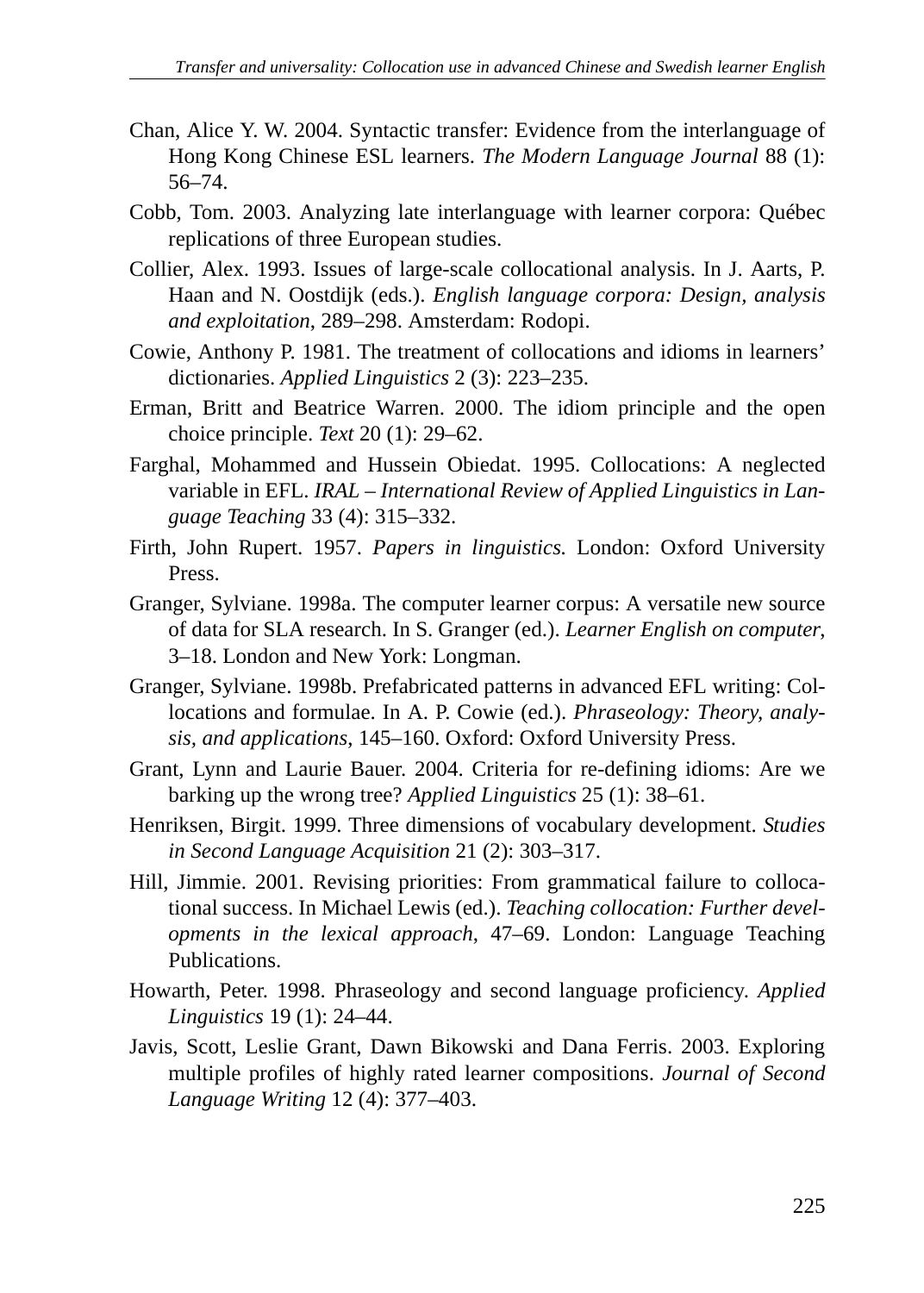Chan, Alice Y. W. 2004. Syntactic transfer: Evidence from the interlanguage of Hong Kong Chinese ESL learners. *The Modern Language Journal* 88 (1): 56–74.

Cobb, Tom. 2003. Analyzing late interlanguage with learner corpora: Québec replications of three European studies.

Collier, Alex. 1993. Issues of large-scale collocational analysis. In J. Aarts, P. Haan and N. Oostdijk (eds.). *English language corpora: Design, analysis and exploitation*, 289–298. Amsterdam: Rodopi.

Cowie, Anthony P. 1981. The treatment of collocations and idioms in learners' dictionaries. *Applied Linguistics* 2 (3): 223–235.

Erman, Britt and Beatrice Warren. 2000. The idiom principle and the open choice principle. *Text* 20 (1): 29–62.

Farghal, Mohammed and Hussein Obiedat. 1995. Collocations: A neglected variable in EFL. *IRAL – International Review of Applied Linguistics in Language Teaching* 33 (4): 315–332.

Firth, John Rupert. 1957. *Papers in linguistics.* London: Oxford University Press.

Granger, Sylviane. 1998a. The computer learner corpus: A versatile new source of data for SLA research. In S. Granger (ed.). *Learner English on computer*, 3–18. London and New York: Longman.

Granger, Sylviane. 1998b. Prefabricated patterns in advanced EFL writing: Collocations and formulae. In A. P. Cowie (ed.). *Phraseology: Theory, analysis, and applications*, 145–160. Oxford: Oxford University Press.

Grant, Lynn and Laurie Bauer. 2004. Criteria for re-defining idioms: Are we barking up the wrong tree? *Applied Linguistics* 25 (1): 38–61.

Henriksen, Birgit. 1999. Three dimensions of vocabulary development. *Studies in Second Language Acquisition* 21 (2): 303–317.

Hill, Jimmie. 2001. Revising priorities: From grammatical failure to collocational success. In Michael Lewis (ed.). *Teaching collocation: Further developments in the lexical approach*, 47–69. London: Language Teaching Publications.

Howarth, Peter. 1998. Phraseology and second language proficiency. *Applied Linguistics* 19 (1): 24–44.

Javis, Scott, Leslie Grant, Dawn Bikowski and Dana Ferris. 2003. Exploring multiple profiles of highly rated learner compositions. *Journal of Second Language Writing* 12 (4): 377–403.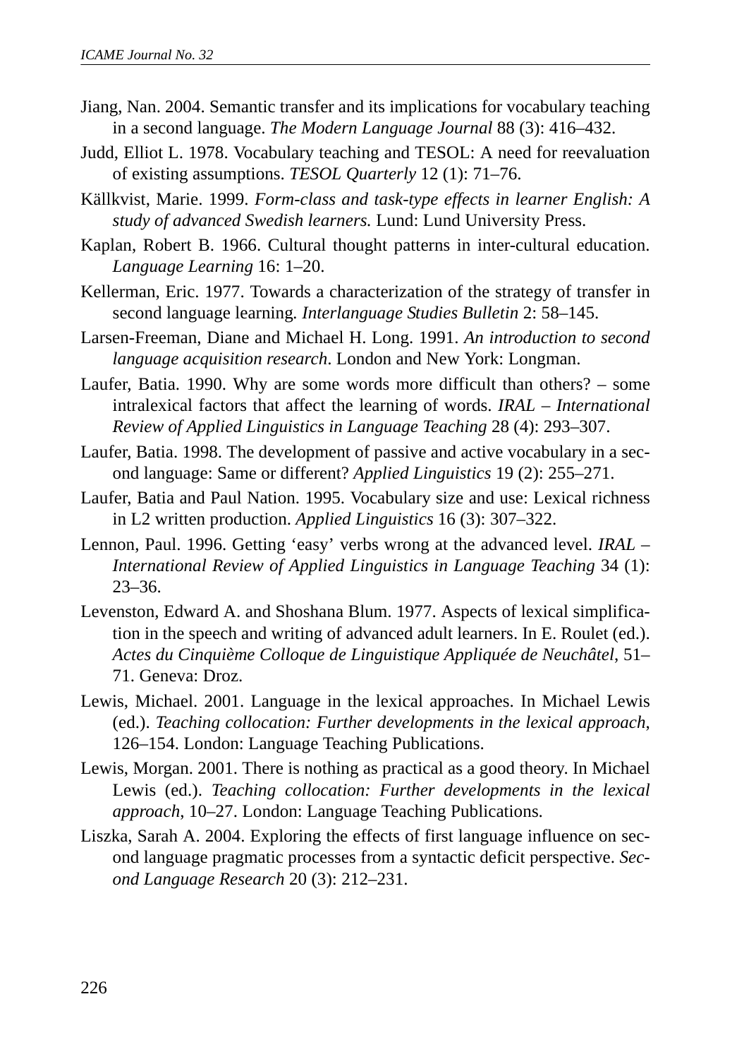Jiang, Nan. 2004. Semantic transfer and its implications for vocabulary teaching in a second language. *The Modern Language Journal* 88 (3): 416–432.

Judd, Elliot L. 1978. Vocabulary teaching and TESOL: A need for reevaluation of existing assumptions. *TESOL Quarterly* 12 (1): 71–76.

Källkvist, Marie. 1999. *Form-class and task-type effects in learner English: A study of advanced Swedish learners.* Lund: Lund University Press.

Kaplan, Robert B. 1966. Cultural thought patterns in inter-cultural education. *Language Learning* 16: 1–20.

Kellerman, Eric. 1977. Towards a characterization of the strategy of transfer in second language learning. *Interlanguage Studies Bulletin* 2: 58–145.

Larsen-Freeman, Diane and Michael H. Long. 1991. *An introduction to second language acquisition research*. London and New York: Longman.

Laufer, Batia. 1990. Why are some words more difficult than others? – some intralexical factors that affect the learning of words. *IRAL – International Review of Applied Linguistics in Language Teaching* 28 (4): 293–307.

Laufer, Batia. 1998. The development of passive and active vocabulary in a second language: Same or different? *Applied Linguistics* 19 (2): 255–271.

Laufer, Batia and Paul Nation. 1995. Vocabulary size and use: Lexical richness in L2 written production. *Applied Linguistics* 16 (3): 307–322.

Lennon, Paul. 1996. Getting 'easy' verbs wrong at the advanced level. *IRAL – International Review of Applied Linguistics in Language Teaching* 34 (1): 23–36.

Levenston, Edward A. and Shoshana Blum. 1977. Aspects of lexical simplification in the speech and writing of advanced adult learners. In E. Roulet (ed.). *Actes du Cinquième Colloque de Linguistique Appliquée de Neuchâtel*, 51–71. Geneva: Droz.

Lewis, Michael. 2001. Language in the lexical approaches. In Michael Lewis (ed.). *Teaching collocation: Further developments in the lexical approach*, 126–154. London: Language Teaching Publications.

Lewis, Morgan. 2001. There is nothing as practical as a good theory. In Michael Lewis (ed.). *Teaching collocation: Further developments in the lexical approach*, 10–27. London: Language Teaching Publications.

Liszka, Sarah A. 2004. Exploring the effects of first language influence on second language pragmatic processes from a syntactic deficit perspective. *Second Language Research* 20 (3): 212–231.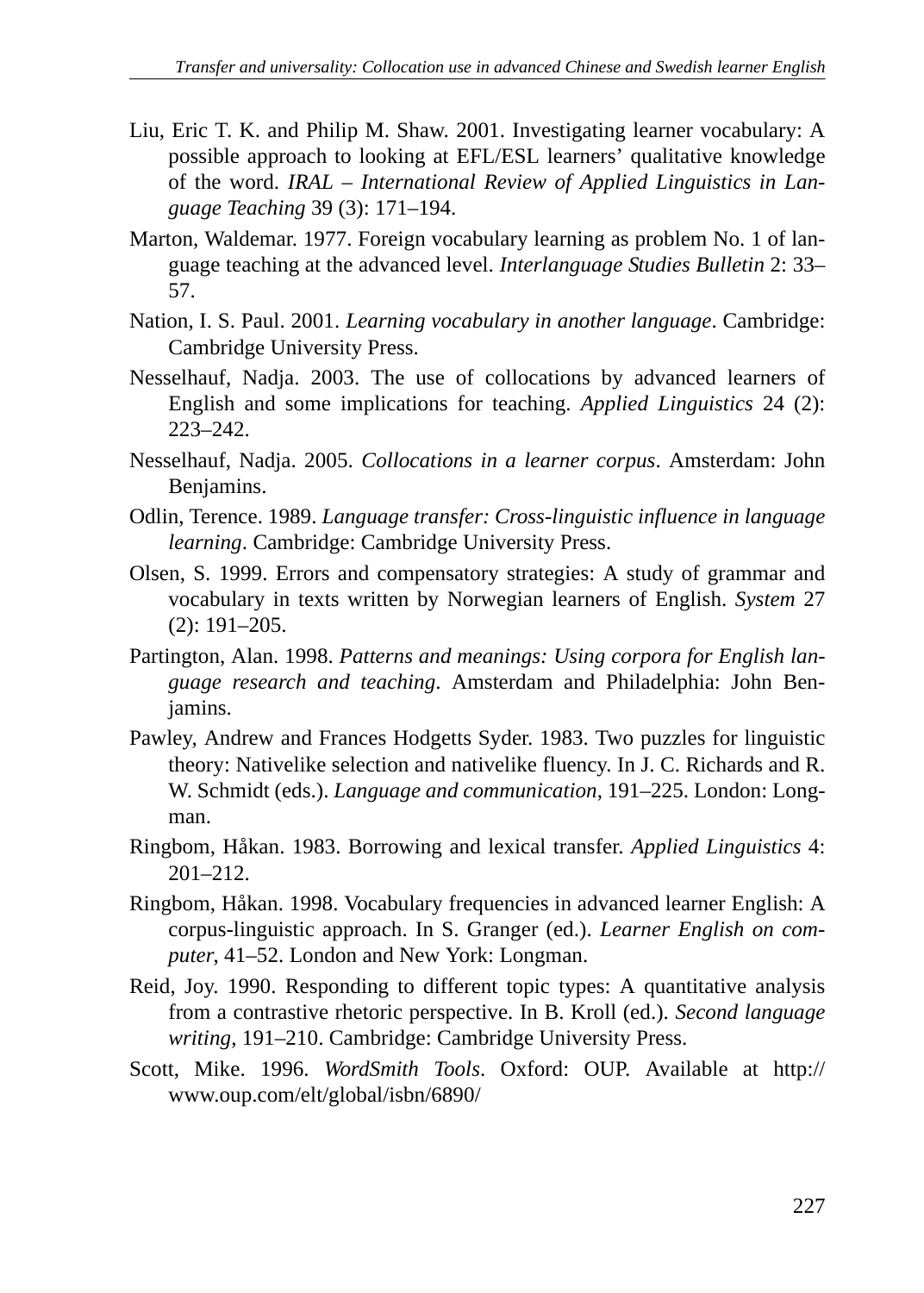Liu, Eric T. K. and Philip M. Shaw. 2001. Investigating learner vocabulary: A possible approach to looking at EFL/ESL learners' qualitative knowledge of the word. *IRAL – International Review of Applied Linguistics in Language Teaching* 39 (3): 171–194.

Marton, Waldemar. 1977. Foreign vocabulary learning as problem No. 1 of language teaching at the advanced level. *Interlanguage Studies Bulletin* 2: 33–57.

Nation, I. S. Paul. 2001. *Learning vocabulary in another language*. Cambridge: Cambridge University Press.

Nesselhauf, Nadja. 2003. The use of collocations by advanced learners of English and some implications for teaching. *Applied Linguistics* 24 (2): 223–242.

Nesselhauf, Nadja. 2005. *Collocations in a learner corpus*. Amsterdam: John Benjamins.

Odlin, Terence. 1989. *Language transfer: Cross-linguistic influence in language learning*. Cambridge: Cambridge University Press.

Olsen, S. 1999. Errors and compensatory strategies: A study of grammar and vocabulary in texts written by Norwegian learners of English. *System* 27 (2): 191–205.

Partington, Alan. 1998. *Patterns and meanings: Using corpora for English language research and teaching*. Amsterdam and Philadelphia: John Benjamins.

Pawley, Andrew and Frances Hodgetts Syder. 1983. Two puzzles for linguistic theory: Nativelike selection and nativelike fluency. In J. C. Richards and R. W. Schmidt (eds.). *Language and communication*, 191–225. London: Longman.

Ringbom, Håkan. 1983. Borrowing and lexical transfer. *Applied Linguistics* 4: 201–212.

Ringbom, Håkan. 1998. Vocabulary frequencies in advanced learner English: A corpus-linguistic approach. In S. Granger (ed.). *Learner English on computer*, 41–52. London and New York: Longman.

Reid, Joy. 1990. Responding to different topic types: A quantitative analysis from a contrastive rhetoric perspective. In B. Kroll (ed.). *Second language writing*, 191–210. Cambridge: Cambridge University Press.

Scott, Mike. 1996. *WordSmith Tools*. Oxford: OUP. Available at http://www.oup.com/elt/global/isbn/6890/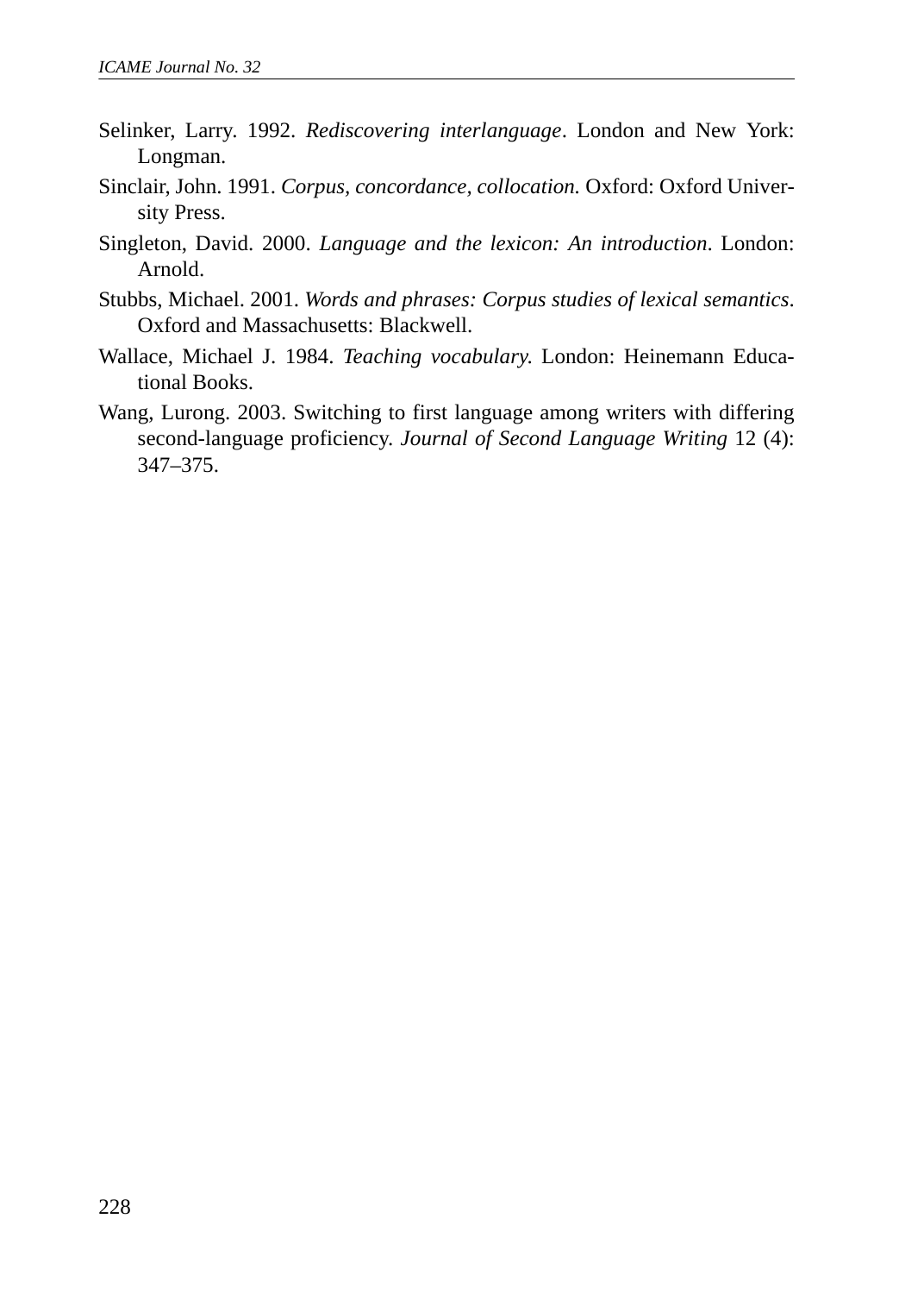Selinker, Larry. 1992. *Rediscovering interlanguage*. London and New York: Longman.

Sinclair, John. 1991. *Corpus, concordance, collocation.* Oxford: Oxford University Press.

Singleton, David. 2000. *Language and the lexicon: An introduction*. London: Arnold.

Stubbs, Michael. 2001. *Words and phrases: Corpus studies of lexical semantics*. Oxford and Massachusetts: Blackwell.

Wallace, Michael J. 1984. *Teaching vocabulary.* London: Heinemann Educational Books.

Wang, Lurong. 2003. Switching to first language among writers with differing second-language proficiency. *Journal of Second Language Writing* 12 (4): 347–375.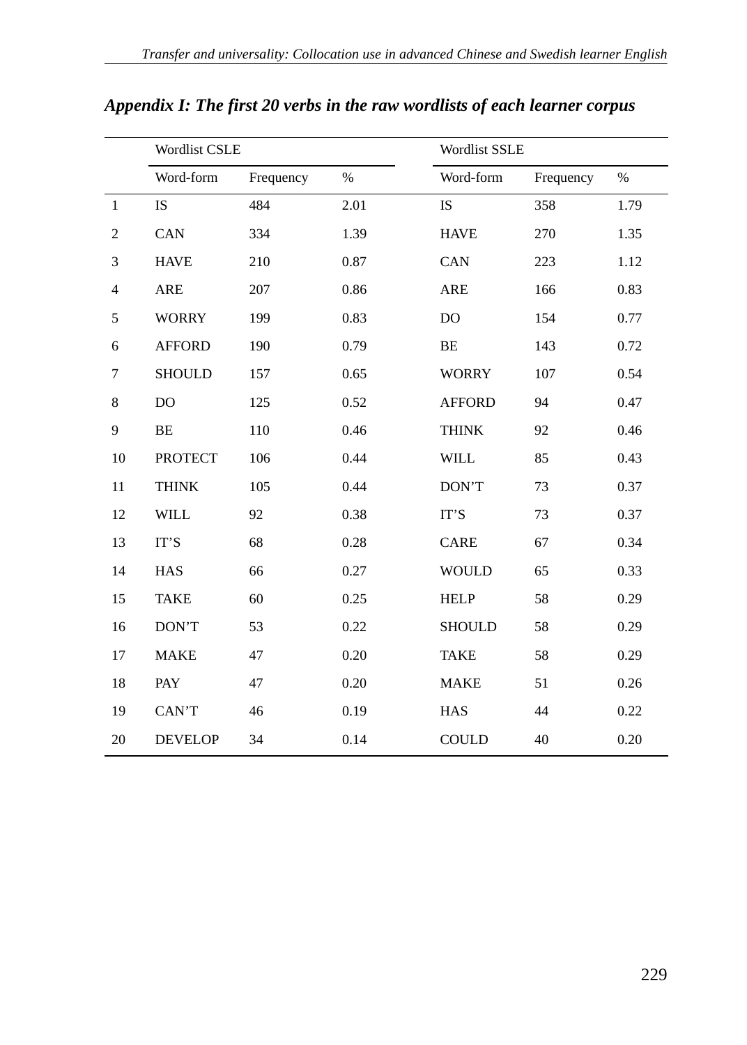## *Appendix I: The first 20 verbs in the raw wordlists of each learner corpus*

| | Wordlist CSLE | | | Wordlist SSLE | | |
|---|---|---|---|---|---|---|
| | Word-form | Frequency | % | Word-form | Frequency | % |
| 1 | IS | 484 | 2.01 | IS | 358 | 1.79 |
| 2 | CAN | 334 | 1.39 | HAVE | 270 | 1.35 |
| 3 | HAVE | 210 | 0.87 | CAN | 223 | 1.12 |
| 4 | ARE | 207 | 0.86 | ARE | 166 | 0.83 |
| 5 | WORRY | 199 | 0.83 | DO | 154 | 0.77 |
| 6 | AFFORD | 190 | 0.79 | BE | 143 | 0.72 |
| 7 | SHOULD | 157 | 0.65 | WORRY | 107 | 0.54 |
| 8 | DO | 125 | 0.52 | AFFORD | 94 | 0.47 |
| 9 | BE | 110 | 0.46 | THINK | 92 | 0.46 |
| 10 | PROTECT | 106 | 0.44 | WILL | 85 | 0.43 |
| 11 | THINK | 105 | 0.44 | DON'T | 73 | 0.37 |
| 12 | WILL | 92 | 0.38 | IT'S | 73 | 0.37 |
| 13 | IT'S | 68 | 0.28 | CARE | 67 | 0.34 |
| 14 | HAS | 66 | 0.27 | WOULD | 65 | 0.33 |
| 15 | TAKE | 60 | 0.25 | HELP | 58 | 0.29 |
| 16 | DON'T | 53 | 0.22 | SHOULD | 58 | 0.29 |
| 17 | MAKE | 47 | 0.20 | TAKE | 58 | 0.29 |
| 18 | PAY | 47 | 0.20 | MAKE | 51 | 0.26 |
| 19 | CAN'T | 46 | 0.19 | HAS | 44 | 0.22 |
| 20 | DEVELOP | 34 | 0.14 | COULD | 40 | 0.20 |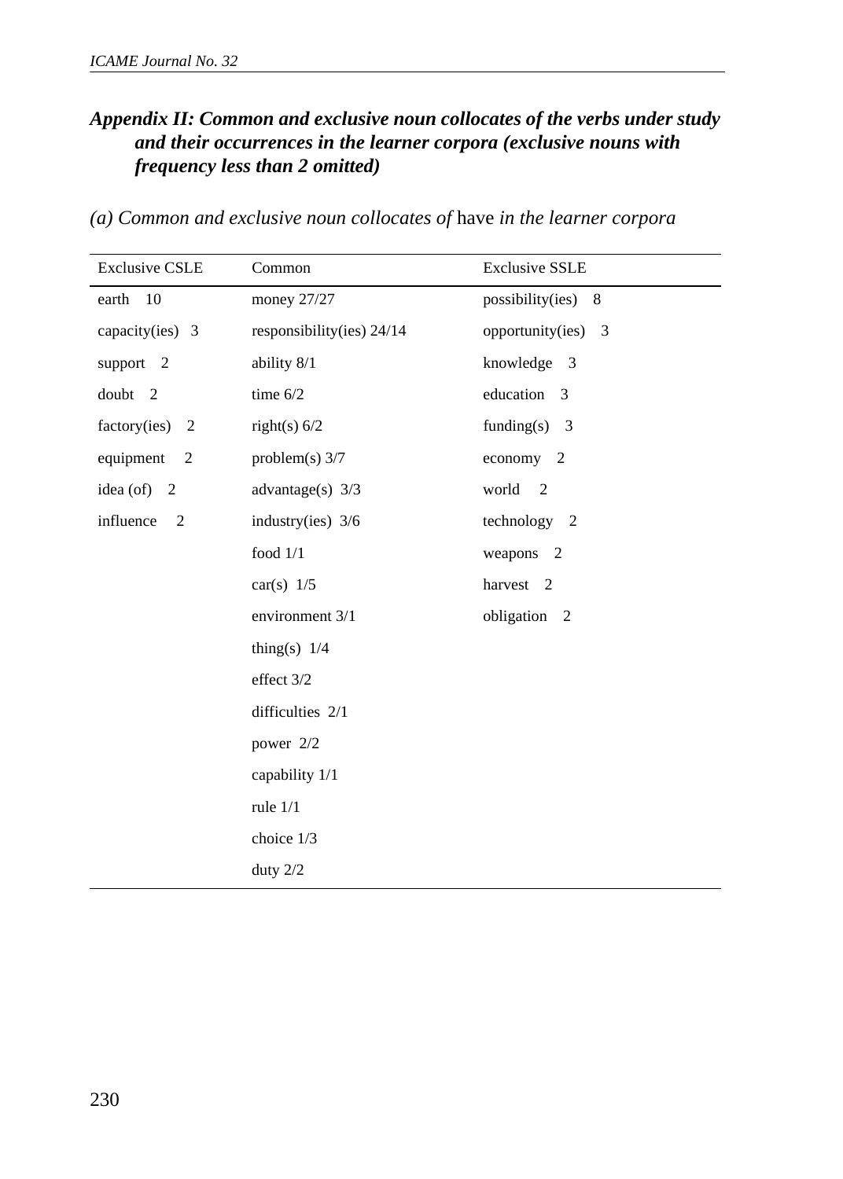### *Appendix II: Common and exclusive noun collocates of the verbs under study and their occurrences in the learner corpora (exclusive nouns with frequency less than 2 omitted)*

*(a) Common and exclusive noun collocates of* have *in the learner corpora*

| Exclusive CSLE | Common | Exclusive SSLE |
|---|---|---|
| earth 10 | money 27/27 | possibility(ies) 8 |
| capacity(ies) 3 | responsibility(ies) 24/14 | opportunity(ies) 3 |
| support 2 | ability 8/1 | knowledge 3 |
| doubt 2 | time 6/2 | education 3 |
| factory(ies) 2 | right(s) 6/2 | funding(s) 3 |
| equipment 2 | problem(s) 3/7 | economy 2 |
| idea (of) 2 | advantage(s) 3/3 | world 2 |
| influence 2 | industry(ies) 3/6 | technology 2 |
| | food 1/1 | weapons 2 |
| | car(s) 1/5 | harvest 2 |
| | environment 3/1 | obligation 2 |
| | thing(s) 1/4 | |
| | effect 3/2 | |
| | difficulties 2/1 | |
| | power 2/2 | |
| | capability 1/1 | |
| | rule 1/1 | |
| | choice 1/3 | |
| | duty 2/2 | |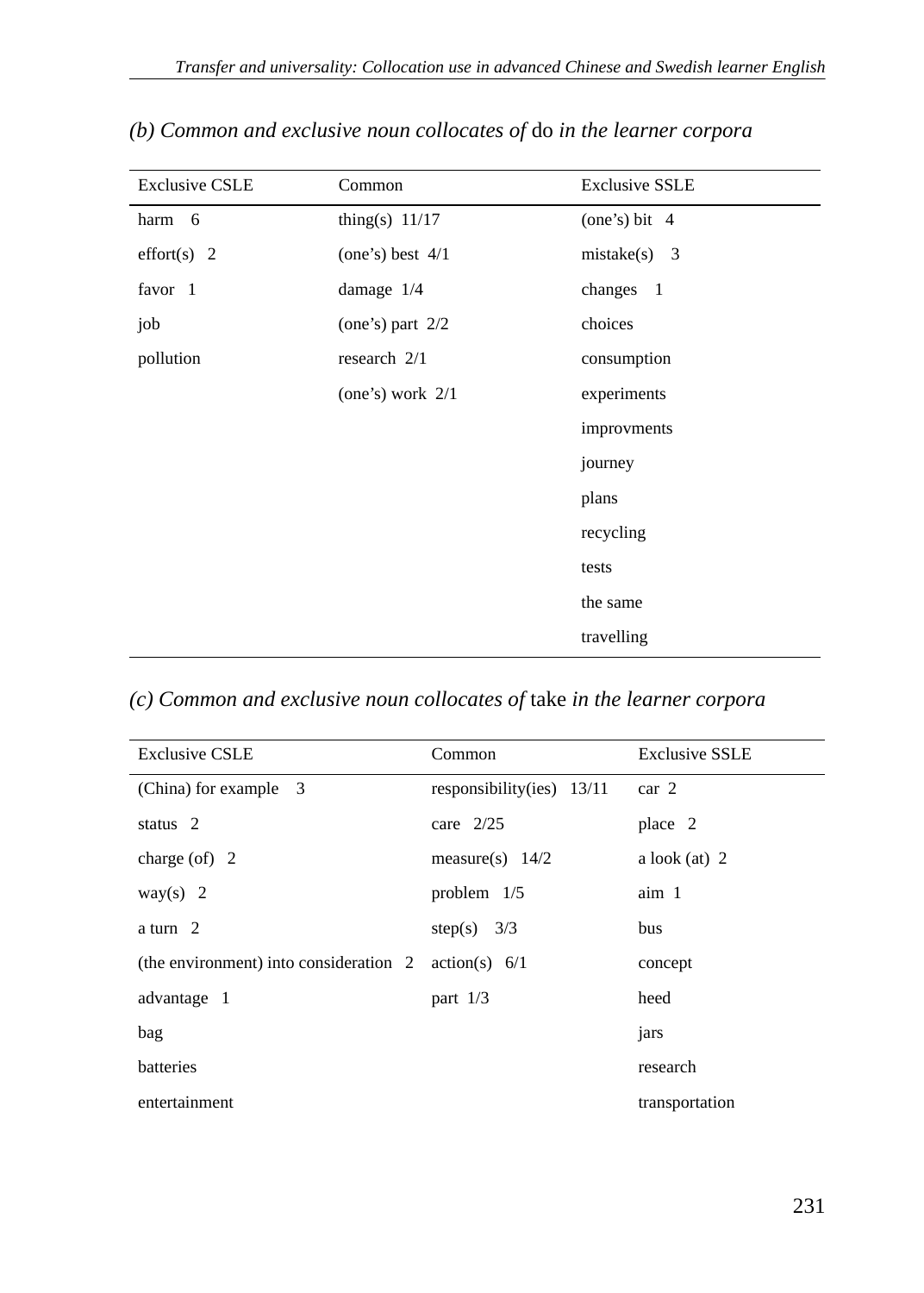*(b) Common and exclusive noun collocates of* do *in the learner corpora*

| Exclusive CSLE | Common | Exclusive SSLE |
|---|---|---|
| harm 6 | thing(s) 11/17 | (one's) bit 4 |
| effort(s) 2 | (one's) best 4/1 | mistake(s) 3 |
| favor 1 | damage 1/4 | changes 1 |
| job | (one's) part 2/2 | choices |
| pollution | research 2/1 | consumption |
| | (one's) work 2/1 | experiments |
| | | improvments |
| | | journey |
| | | plans |
| | | recycling |
| | | tests |
| | | the same |
| | | travelling |

*(c) Common and exclusive noun collocates of* take *in the learner corpora*

| Exclusive CSLE | Common | Exclusive SSLE |
|---|---|---|
| (China) for example 3 | responsibility(ies) 13/11 | car 2 |
| status 2 | care 2/25 | place 2 |
| charge (of) 2 | measure(s) 14/2 | a look (at) 2 |
| way(s) 2 | problem 1/5 | aim 1 |
| a turn 2 | step(s) 3/3 | bus |
| (the environment) into consideration 2 | action(s) 6/1 | concept |
| advantage 1 | part 1/3 | heed |
| bag | | jars |
| batteries | | research |
| entertainment | | transportation |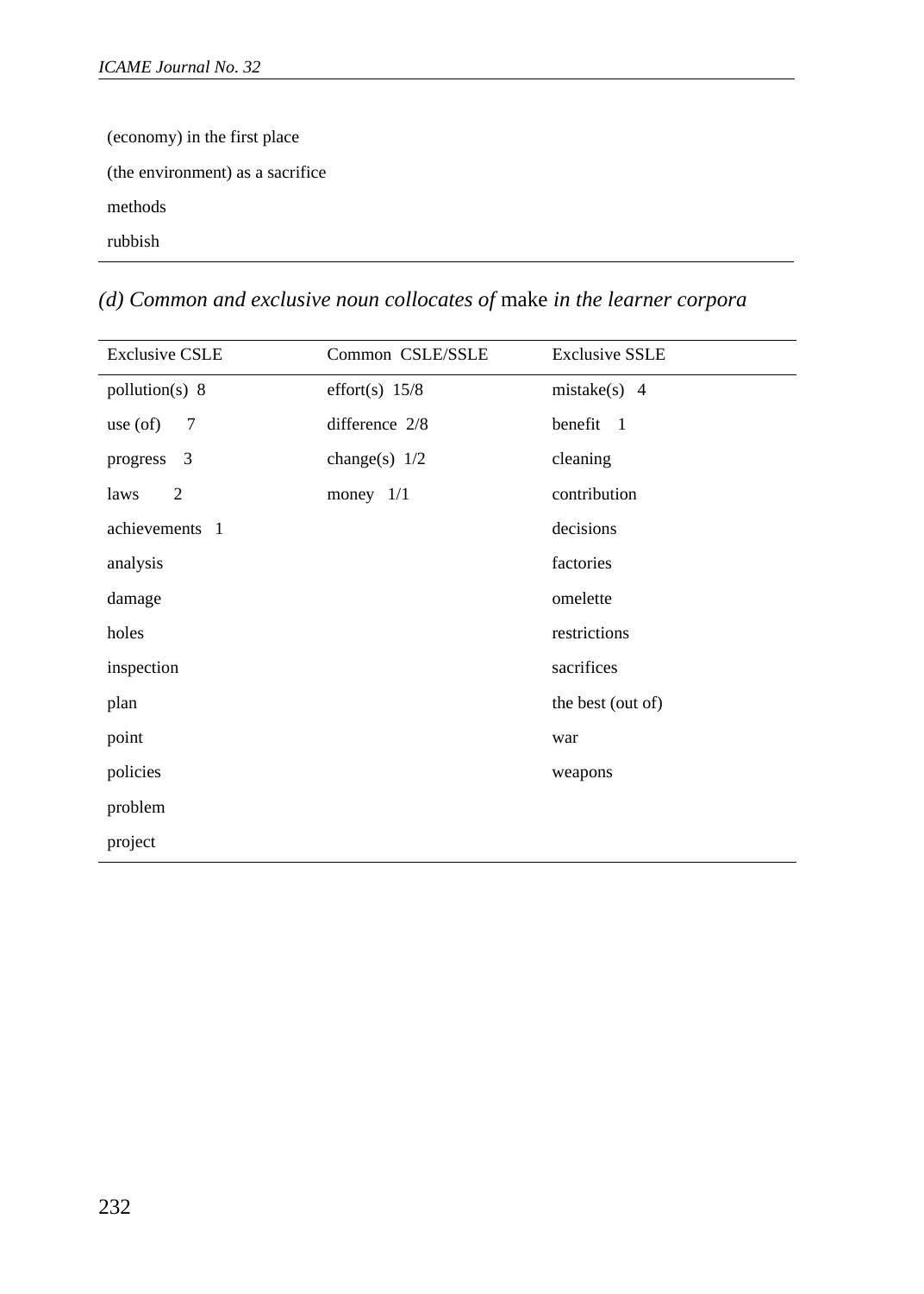| |
|---|
| (economy) in the first place |
| (the environment) as a sacrifice |
| methods |
| rubbish |

*(d) Common and exclusive noun collocates of* make *in the learner corpora*

| Exclusive CSLE | Common CSLE/SSLE | Exclusive SSLE |
|---|---|---|
| pollution(s) 8 | effort(s) 15/8 | mistake(s) 4 |
| use (of) 7 | difference 2/8 | benefit 1 |
| progress 3 | change(s) 1/2 | cleaning |
| laws 2 | money 1/1 | contribution |
| achievements 1 | | decisions |
| analysis | | factories |
| damage | | omelette |
| holes | | restrictions |
| inspection | | sacrifices |
| plan | | the best (out of) |
| point | | war |
| policies | | weapons |
| problem | | |
| project | | |